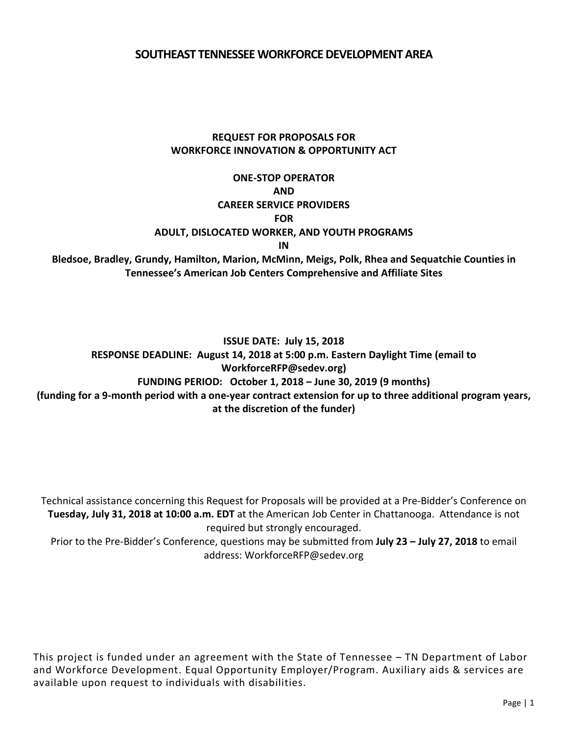# SOUTHEAST TENNESSEE WORKFORCE DEVELOPMENT AREA

**REQUEST FOR PROPOSALS FOR**
**WORKFORCE INNOVATION & OPPORTUNITY ACT**

**ONE-STOP OPERATOR**
**AND**
**CAREER SERVICE PROVIDERS**
**FOR**
**ADULT, DISLOCATED WORKER, AND YOUTH PROGRAMS**
**IN**
**Bledsoe, Bradley, Grundy, Hamilton, Marion, McMinn, Meigs, Polk, Rhea and Sequatchie Counties in Tennessee's American Job Centers Comprehensive and Affiliate Sites**

**ISSUE DATE: July 15, 2018**
**RESPONSE DEADLINE: August 14, 2018 at 5:00 p.m. Eastern Daylight Time (email to WorkforceRFP@sedev.org)**
**FUNDING PERIOD: October 1, 2018 – June 30, 2019 (9 months)**
**(funding for a 9-month period with a one-year contract extension for up to three additional program years, at the discretion of the funder)**

Technical assistance concerning this Request for Proposals will be provided at a Pre-Bidder's Conference on **Tuesday, July 31, 2018 at 10:00 a.m. EDT** at the American Job Center in Chattanooga. Attendance is not required but strongly encouraged.
Prior to the Pre-Bidder's Conference, questions may be submitted from **July 23 – July 27, 2018** to email address: WorkforceRFP@sedev.org

This project is funded under an agreement with the State of Tennessee – TN Department of Labor and Workforce Development. Equal Opportunity Employer/Program. Auxiliary aids & services are available upon request to individuals with disabilities.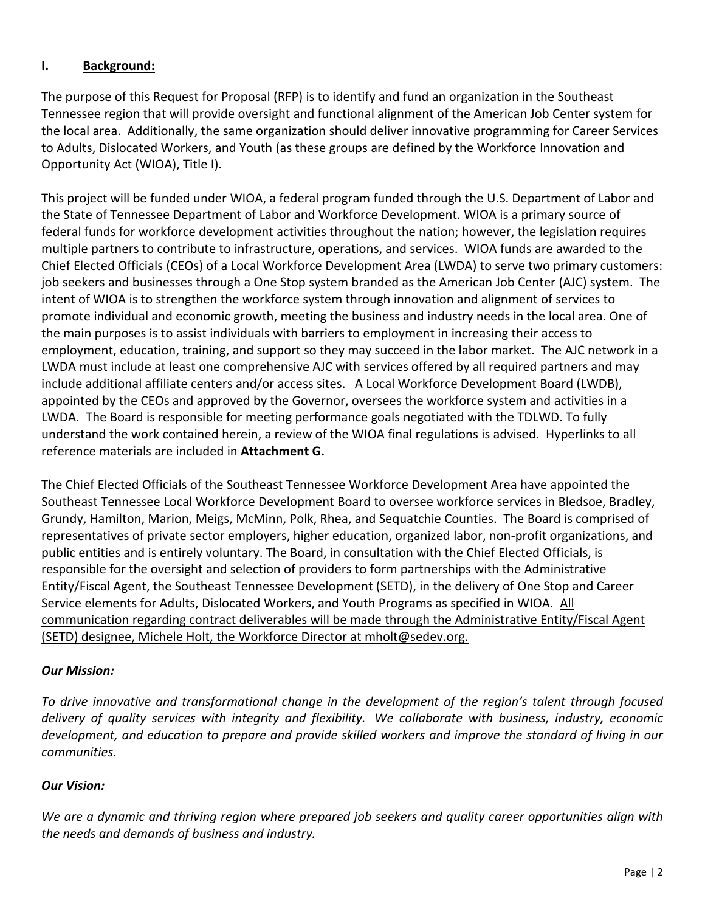## I. Background:

The purpose of this Request for Proposal (RFP) is to identify and fund an organization in the Southeast Tennessee region that will provide oversight and functional alignment of the American Job Center system for the local area. Additionally, the same organization should deliver innovative programming for Career Services to Adults, Dislocated Workers, and Youth (as these groups are defined by the Workforce Innovation and Opportunity Act (WIOA), Title I).

This project will be funded under WIOA, a federal program funded through the U.S. Department of Labor and the State of Tennessee Department of Labor and Workforce Development. WIOA is a primary source of federal funds for workforce development activities throughout the nation; however, the legislation requires multiple partners to contribute to infrastructure, operations, and services. WIOA funds are awarded to the Chief Elected Officials (CEOs) of a Local Workforce Development Area (LWDA) to serve two primary customers: job seekers and businesses through a One Stop system branded as the American Job Center (AJC) system. The intent of WIOA is to strengthen the workforce system through innovation and alignment of services to promote individual and economic growth, meeting the business and industry needs in the local area. One of the main purposes is to assist individuals with barriers to employment in increasing their access to employment, education, training, and support so they may succeed in the labor market. The AJC network in a LWDA must include at least one comprehensive AJC with services offered by all required partners and may include additional affiliate centers and/or access sites. A Local Workforce Development Board (LWDB), appointed by the CEOs and approved by the Governor, oversees the workforce system and activities in a LWDA. The Board is responsible for meeting performance goals negotiated with the TDLWD. To fully understand the work contained herein, a review of the WIOA final regulations is advised. Hyperlinks to all reference materials are included in **Attachment G.**

The Chief Elected Officials of the Southeast Tennessee Workforce Development Area have appointed the Southeast Tennessee Local Workforce Development Board to oversee workforce services in Bledsoe, Bradley, Grundy, Hamilton, Marion, Meigs, McMinn, Polk, Rhea, and Sequatchie Counties. The Board is comprised of representatives of private sector employers, higher education, organized labor, non-profit organizations, and public entities and is entirely voluntary. The Board, in consultation with the Chief Elected Officials, is responsible for the oversight and selection of providers to form partnerships with the Administrative Entity/Fiscal Agent, the Southeast Tennessee Development (SETD), in the delivery of One Stop and Career Service elements for Adults, Dislocated Workers, and Youth Programs as specified in WIOA. <u>All communication regarding contract deliverables will be made through the Administrative Entity/Fiscal Agent (SETD) designee, Michele Holt, the Workforce Director at mholt@sedev.org.</u>

***Our Mission:***

*To drive innovative and transformational change in the development of the region's talent through focused delivery of quality services with integrity and flexibility. We collaborate with business, industry, economic development, and education to prepare and provide skilled workers and improve the standard of living in our communities.*

***Our Vision:***

*We are a dynamic and thriving region where prepared job seekers and quality career opportunities align with the needs and demands of business and industry.*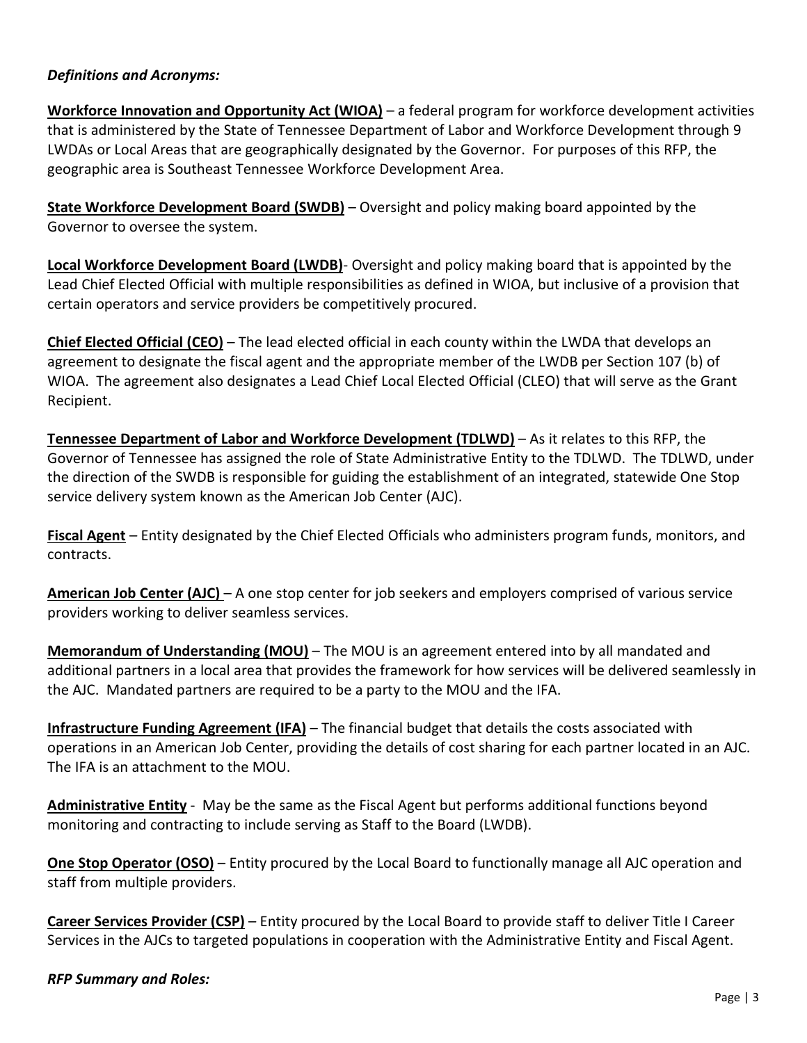***Definitions and Acronyms:***

**Workforce Innovation and Opportunity Act (WIOA)** – a federal program for workforce development activities that is administered by the State of Tennessee Department of Labor and Workforce Development through 9 LWDAs or Local Areas that are geographically designated by the Governor. For purposes of this RFP, the geographic area is Southeast Tennessee Workforce Development Area.

**State Workforce Development Board (SWDB)** – Oversight and policy making board appointed by the Governor to oversee the system.

**Local Workforce Development Board (LWDB)**- Oversight and policy making board that is appointed by the Lead Chief Elected Official with multiple responsibilities as defined in WIOA, but inclusive of a provision that certain operators and service providers be competitively procured.

**Chief Elected Official (CEO)** – The lead elected official in each county within the LWDA that develops an agreement to designate the fiscal agent and the appropriate member of the LWDB per Section 107 (b) of WIOA. The agreement also designates a Lead Chief Local Elected Official (CLEO) that will serve as the Grant Recipient.

**Tennessee Department of Labor and Workforce Development (TDLWD)** – As it relates to this RFP, the Governor of Tennessee has assigned the role of State Administrative Entity to the TDLWD. The TDLWD, under the direction of the SWDB is responsible for guiding the establishment of an integrated, statewide One Stop service delivery system known as the American Job Center (AJC).

**Fiscal Agent** – Entity designated by the Chief Elected Officials who administers program funds, monitors, and contracts.

**American Job Center (AJC)** – A one stop center for job seekers and employers comprised of various service providers working to deliver seamless services.

**Memorandum of Understanding (MOU)** – The MOU is an agreement entered into by all mandated and additional partners in a local area that provides the framework for how services will be delivered seamlessly in the AJC. Mandated partners are required to be a party to the MOU and the IFA.

**Infrastructure Funding Agreement (IFA)** – The financial budget that details the costs associated with operations in an American Job Center, providing the details of cost sharing for each partner located in an AJC. The IFA is an attachment to the MOU.

**Administrative Entity** - May be the same as the Fiscal Agent but performs additional functions beyond monitoring and contracting to include serving as Staff to the Board (LWDB).

**One Stop Operator (OSO)** – Entity procured by the Local Board to functionally manage all AJC operation and staff from multiple providers.

**Career Services Provider (CSP)** – Entity procured by the Local Board to provide staff to deliver Title I Career Services in the AJCs to targeted populations in cooperation with the Administrative Entity and Fiscal Agent.

***RFP Summary and Roles:***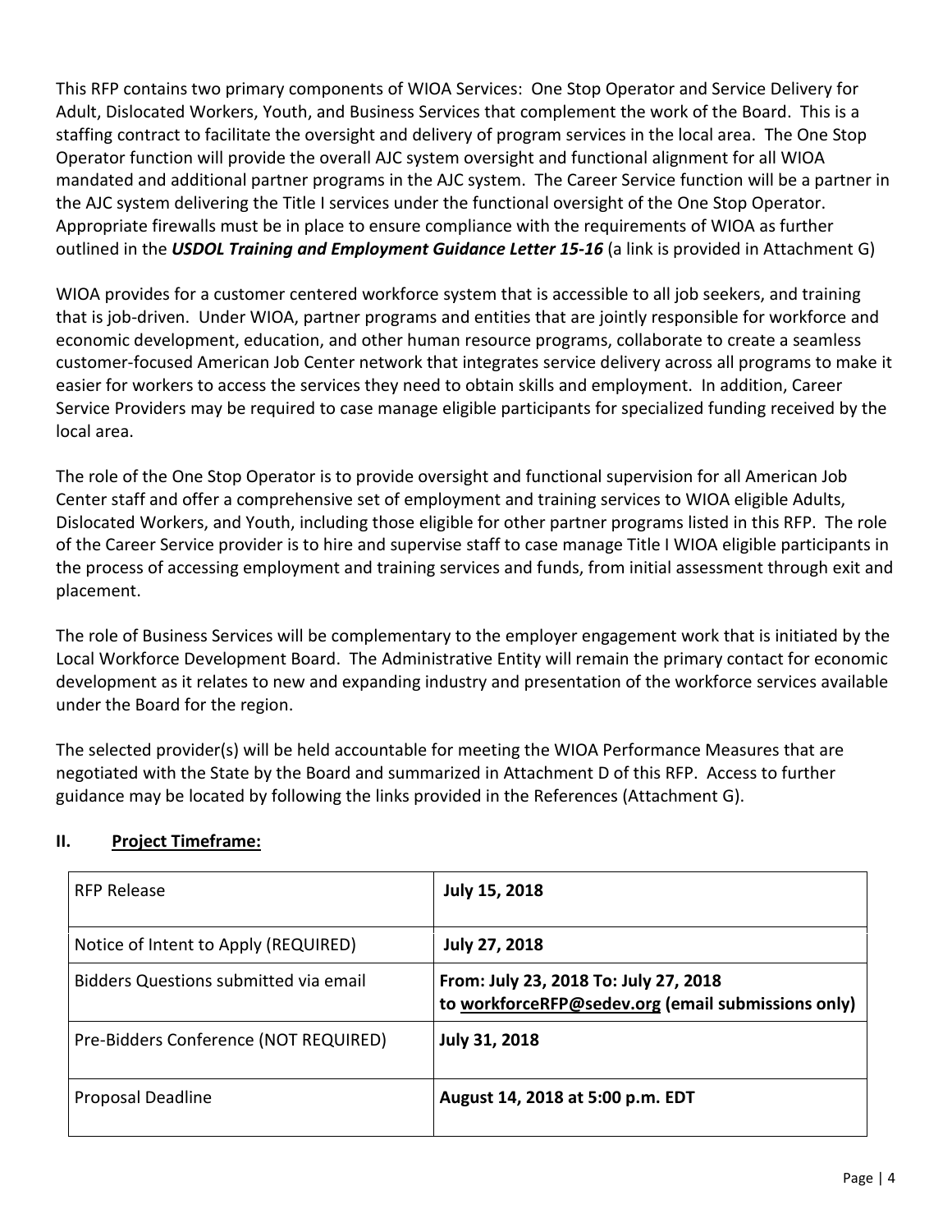This RFP contains two primary components of WIOA Services: One Stop Operator and Service Delivery for Adult, Dislocated Workers, Youth, and Business Services that complement the work of the Board. This is a staffing contract to facilitate the oversight and delivery of program services in the local area. The One Stop Operator function will provide the overall AJC system oversight and functional alignment for all WIOA mandated and additional partner programs in the AJC system. The Career Service function will be a partner in the AJC system delivering the Title I services under the functional oversight of the One Stop Operator. Appropriate firewalls must be in place to ensure compliance with the requirements of WIOA as further outlined in the ***USDOL Training and Employment Guidance Letter 15-16*** (a link is provided in Attachment G)

WIOA provides for a customer centered workforce system that is accessible to all job seekers, and training that is job-driven. Under WIOA, partner programs and entities that are jointly responsible for workforce and economic development, education, and other human resource programs, collaborate to create a seamless customer-focused American Job Center network that integrates service delivery across all programs to make it easier for workers to access the services they need to obtain skills and employment. In addition, Career Service Providers may be required to case manage eligible participants for specialized funding received by the local area.

The role of the One Stop Operator is to provide oversight and functional supervision for all American Job Center staff and offer a comprehensive set of employment and training services to WIOA eligible Adults, Dislocated Workers, and Youth, including those eligible for other partner programs listed in this RFP. The role of the Career Service provider is to hire and supervise staff to case manage Title I WIOA eligible participants in the process of accessing employment and training services and funds, from initial assessment through exit and placement.

The role of Business Services will be complementary to the employer engagement work that is initiated by the Local Workforce Development Board. The Administrative Entity will remain the primary contact for economic development as it relates to new and expanding industry and presentation of the workforce services available under the Board for the region.

The selected provider(s) will be held accountable for meeting the WIOA Performance Measures that are negotiated with the State by the Board and summarized in Attachment D of this RFP. Access to further guidance may be located by following the links provided in the References (Attachment G).

## II. Project Timeframe:

| | |
|---|---|
| RFP Release | **July 15, 2018** |
| Notice of Intent to Apply (REQUIRED) | **July 27, 2018** |
| Bidders Questions submitted via email | **From: July 23, 2018 To: July 27, 2018 to workforceRFP@sedev.org (email submissions only)** |
| Pre-Bidders Conference (NOT REQUIRED) | **July 31, 2018** |
| Proposal Deadline | **August 14, 2018 at 5:00 p.m. EDT** |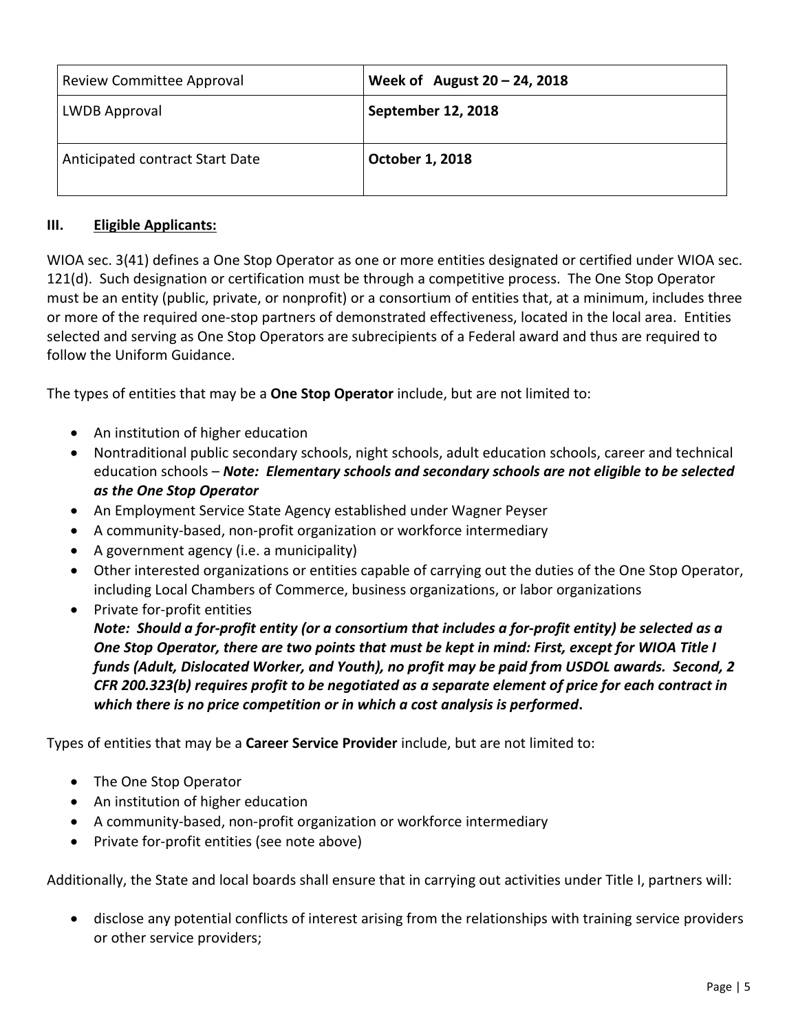| Review Committee Approval | **Week of August 20 – 24, 2018** |
|---|---|
| LWDB Approval | **September 12, 2018** |
| Anticipated contract Start Date | **October 1, 2018** |

## III. Eligible Applicants:

WIOA sec. 3(41) defines a One Stop Operator as one or more entities designated or certified under WIOA sec. 121(d). Such designation or certification must be through a competitive process. The One Stop Operator must be an entity (public, private, or nonprofit) or a consortium of entities that, at a minimum, includes three or more of the required one-stop partners of demonstrated effectiveness, located in the local area. Entities selected and serving as One Stop Operators are subrecipients of a Federal award and thus are required to follow the Uniform Guidance.

The types of entities that may be a **One Stop Operator** include, but are not limited to:

- An institution of higher education
- Nontraditional public secondary schools, night schools, adult education schools, career and technical education schools – ***Note: Elementary schools and secondary schools are not eligible to be selected as the One Stop Operator***
- An Employment Service State Agency established under Wagner Peyser
- A community-based, non-profit organization or workforce intermediary
- A government agency (i.e. a municipality)
- Other interested organizations or entities capable of carrying out the duties of the One Stop Operator, including Local Chambers of Commerce, business organizations, or labor organizations
- Private for-profit entities
  ***Note: Should a for-profit entity (or a consortium that includes a for-profit entity) be selected as a One Stop Operator, there are two points that must be kept in mind: First, except for WIOA Title I funds (Adult, Dislocated Worker, and Youth), no profit may be paid from USDOL awards. Second, 2 CFR 200.323(b) requires profit to be negotiated as a separate element of price for each contract in which there is no price competition or in which a cost analysis is performed*.**

Types of entities that may be a **Career Service Provider** include, but are not limited to:

- The One Stop Operator
- An institution of higher education
- A community-based, non-profit organization or workforce intermediary
- Private for-profit entities (see note above)

Additionally, the State and local boards shall ensure that in carrying out activities under Title I, partners will:

- disclose any potential conflicts of interest arising from the relationships with training service providers or other service providers;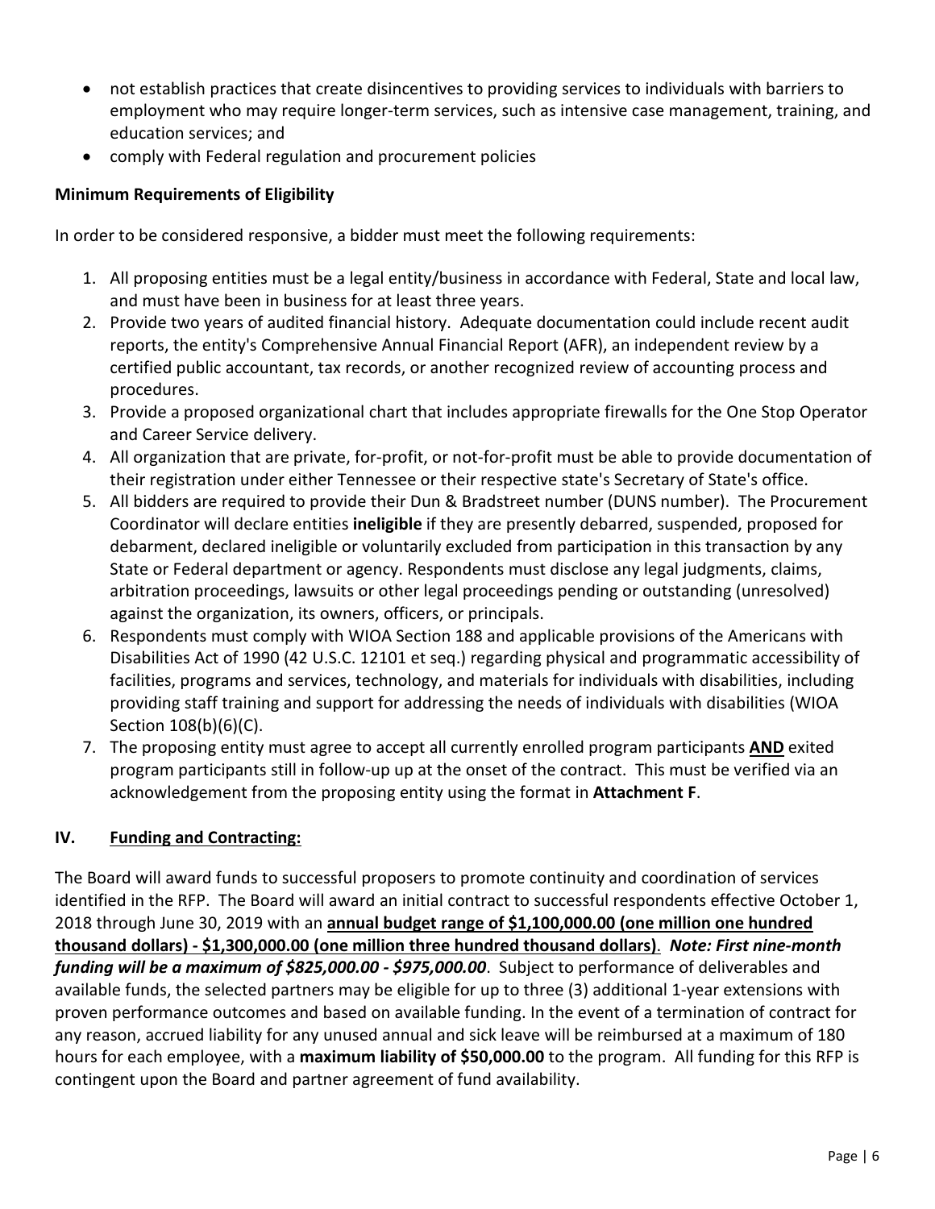- not establish practices that create disincentives to providing services to individuals with barriers to employment who may require longer-term services, such as intensive case management, training, and education services; and
- comply with Federal regulation and procurement policies

**Minimum Requirements of Eligibility**

In order to be considered responsive, a bidder must meet the following requirements:

1. All proposing entities must be a legal entity/business in accordance with Federal, State and local law, and must have been in business for at least three years.
2. Provide two years of audited financial history. Adequate documentation could include recent audit reports, the entity's Comprehensive Annual Financial Report (AFR), an independent review by a certified public accountant, tax records, or another recognized review of accounting process and procedures.
3. Provide a proposed organizational chart that includes appropriate firewalls for the One Stop Operator and Career Service delivery.
4. All organization that are private, for-profit, or not-for-profit must be able to provide documentation of their registration under either Tennessee or their respective state's Secretary of State's office.
5. All bidders are required to provide their Dun & Bradstreet number (DUNS number). The Procurement Coordinator will declare entities **ineligible** if they are presently debarred, suspended, proposed for debarment, declared ineligible or voluntarily excluded from participation in this transaction by any State or Federal department or agency. Respondents must disclose any legal judgments, claims, arbitration proceedings, lawsuits or other legal proceedings pending or outstanding (unresolved) against the organization, its owners, officers, or principals.
6. Respondents must comply with WIOA Section 188 and applicable provisions of the Americans with Disabilities Act of 1990 (42 U.S.C. 12101 et seq.) regarding physical and programmatic accessibility of facilities, programs and services, technology, and materials for individuals with disabilities, including providing staff training and support for addressing the needs of individuals with disabilities (WIOA Section 108(b)(6)(C).
7. The proposing entity must agree to accept all currently enrolled program participants <u>**AND**</u> exited program participants still in follow-up up at the onset of the contract. This must be verified via an acknowledgement from the proposing entity using the format in **Attachment F**.

## IV. <u>Funding and Contracting:</u>

The Board will award funds to successful proposers to promote continuity and coordination of services identified in the RFP. The Board will award an initial contract to successful respondents effective October 1, 2018 through June 30, 2019 with an <u>**annual budget range of $1,100,000.00 (one million one hundred thousand dollars) - $1,300,000.00 (one million three hundred thousand dollars)**</u>. ***Note: First nine-month funding will be a maximum of $825,000.00 - $975,000.00***. Subject to performance of deliverables and available funds, the selected partners may be eligible for up to three (3) additional 1-year extensions with proven performance outcomes and based on available funding. In the event of a termination of contract for any reason, accrued liability for any unused annual and sick leave will be reimbursed at a maximum of 180 hours for each employee, with a **maximum liability of $50,000.00** to the program. All funding for this RFP is contingent upon the Board and partner agreement of fund availability.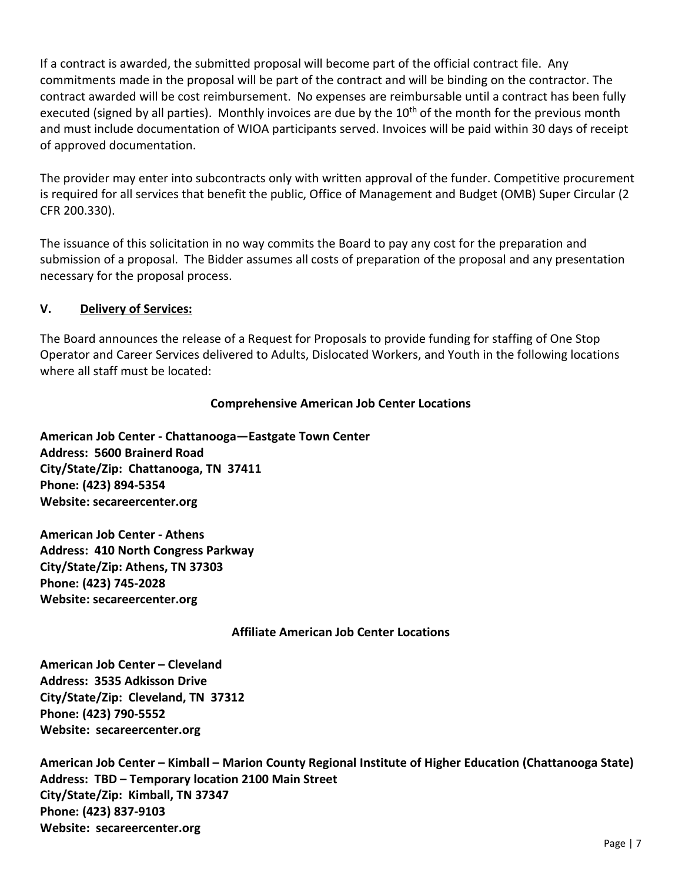If a contract is awarded, the submitted proposal will become part of the official contract file. Any commitments made in the proposal will be part of the contract and will be binding on the contractor. The contract awarded will be cost reimbursement. No expenses are reimbursable until a contract has been fully executed (signed by all parties). Monthly invoices are due by the 10th of the month for the previous month and must include documentation of WIOA participants served. Invoices will be paid within 30 days of receipt of approved documentation.

The provider may enter into subcontracts only with written approval of the funder. Competitive procurement is required for all services that benefit the public, Office of Management and Budget (OMB) Super Circular (2 CFR 200.330).

The issuance of this solicitation in no way commits the Board to pay any cost for the preparation and submission of a proposal. The Bidder assumes all costs of preparation of the proposal and any presentation necessary for the proposal process.

## V. Delivery of Services:

The Board announces the release of a Request for Proposals to provide funding for staffing of One Stop Operator and Career Services delivered to Adults, Dislocated Workers, and Youth in the following locations where all staff must be located:

### Comprehensive American Job Center Locations

**American Job Center - Chattanooga—Eastgate Town Center**
**Address: 5600 Brainerd Road**
**City/State/Zip: Chattanooga, TN 37411**
**Phone: (423) 894-5354**
**Website: secareercenter.org**

**American Job Center - Athens**
**Address: 410 North Congress Parkway**
**City/State/Zip: Athens, TN 37303**
**Phone: (423) 745-2028**
**Website: secareercenter.org**

### Affiliate American Job Center Locations

**American Job Center – Cleveland**
**Address: 3535 Adkisson Drive**
**City/State/Zip: Cleveland, TN 37312**
**Phone: (423) 790-5552**
**Website: secareercenter.org**

**American Job Center – Kimball – Marion County Regional Institute of Higher Education (Chattanooga State)**
**Address: TBD – Temporary location 2100 Main Street**
**City/State/Zip: Kimball, TN 37347**
**Phone: (423) 837-9103**
**Website: secareercenter.org**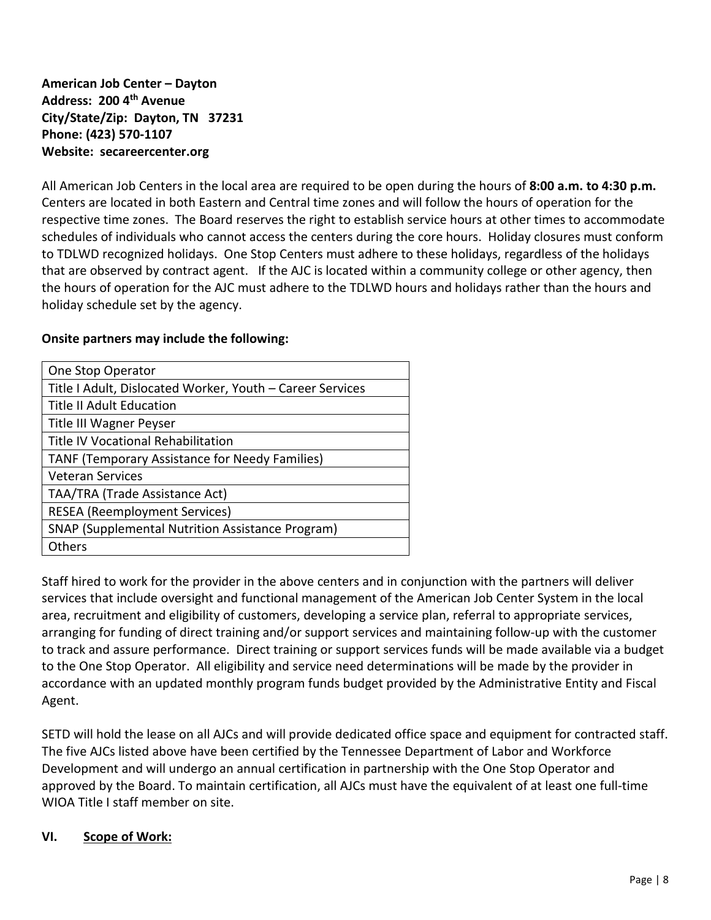**American Job Center – Dayton**
**Address: 200 4th Avenue**
**City/State/Zip: Dayton, TN 37231**
**Phone: (423) 570-1107**
**Website: secareercenter.org**

All American Job Centers in the local area are required to be open during the hours of **8:00 a.m. to 4:30 p.m.** Centers are located in both Eastern and Central time zones and will follow the hours of operation for the respective time zones. The Board reserves the right to establish service hours at other times to accommodate schedules of individuals who cannot access the centers during the core hours. Holiday closures must conform to TDLWD recognized holidays. One Stop Centers must adhere to these holidays, regardless of the holidays that are observed by contract agent. If the AJC is located within a community college or other agency, then the hours of operation for the AJC must adhere to the TDLWD hours and holidays rather than the hours and holiday schedule set by the agency.

**Onsite partners may include the following:**

| One Stop Operator |
|---|
| Title I Adult, Dislocated Worker, Youth – Career Services |
| Title II Adult Education |
| Title III Wagner Peyser |
| Title IV Vocational Rehabilitation |
| TANF (Temporary Assistance for Needy Families) |
| Veteran Services |
| TAA/TRA (Trade Assistance Act) |
| RESEA (Reemployment Services) |
| SNAP (Supplemental Nutrition Assistance Program) |
| Others |

Staff hired to work for the provider in the above centers and in conjunction with the partners will deliver services that include oversight and functional management of the American Job Center System in the local area, recruitment and eligibility of customers, developing a service plan, referral to appropriate services, arranging for funding of direct training and/or support services and maintaining follow-up with the customer to track and assure performance. Direct training or support services funds will be made available via a budget to the One Stop Operator. All eligibility and service need determinations will be made by the provider in accordance with an updated monthly program funds budget provided by the Administrative Entity and Fiscal Agent.

SETD will hold the lease on all AJCs and will provide dedicated office space and equipment for contracted staff. The five AJCs listed above have been certified by the Tennessee Department of Labor and Workforce Development and will undergo an annual certification in partnership with the One Stop Operator and approved by the Board. To maintain certification, all AJCs must have the equivalent of at least one full-time WIOA Title I staff member on site.

## VI. Scope of Work: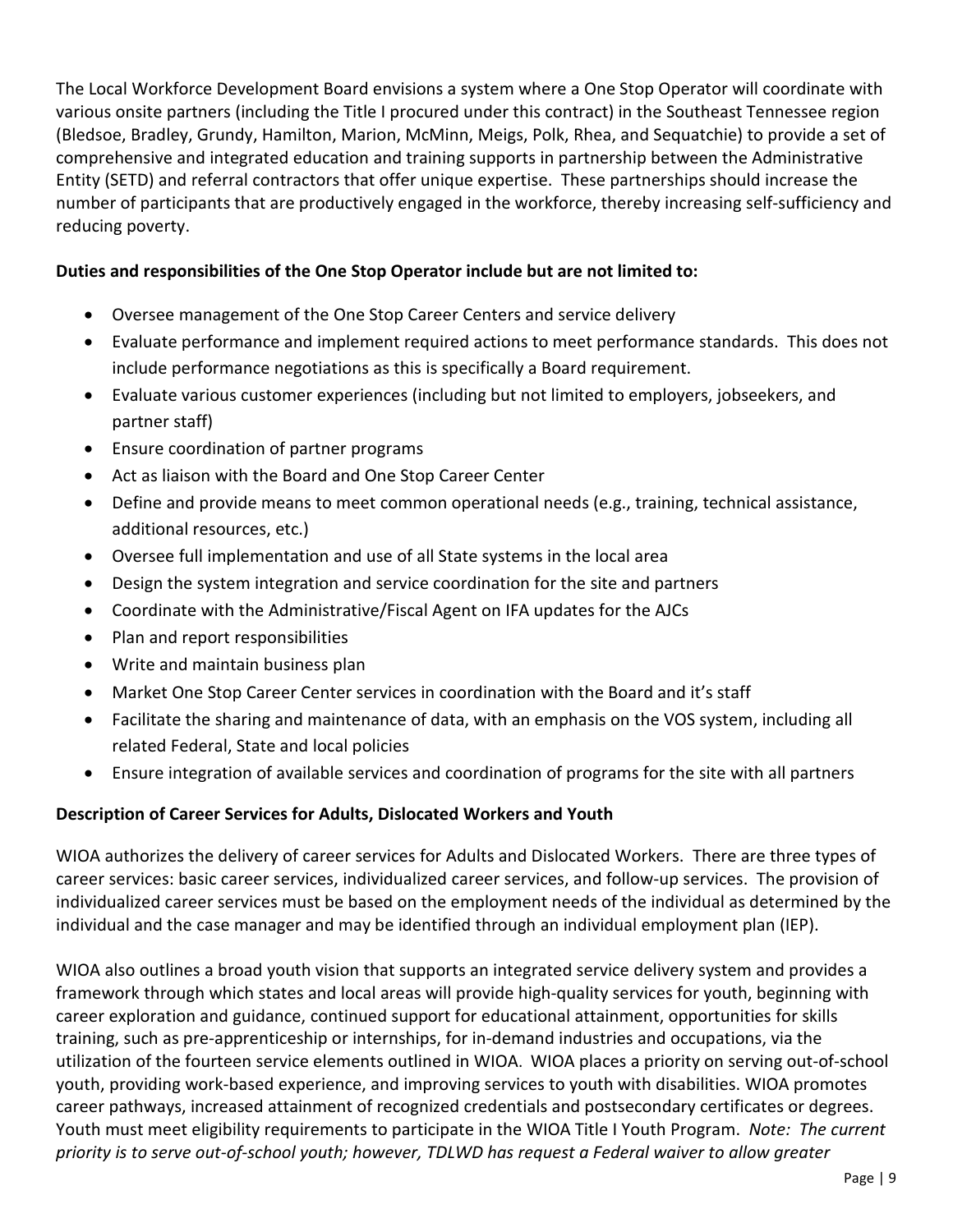The Local Workforce Development Board envisions a system where a One Stop Operator will coordinate with various onsite partners (including the Title I procured under this contract) in the Southeast Tennessee region (Bledsoe, Bradley, Grundy, Hamilton, Marion, McMinn, Meigs, Polk, Rhea, and Sequatchie) to provide a set of comprehensive and integrated education and training supports in partnership between the Administrative Entity (SETD) and referral contractors that offer unique expertise. These partnerships should increase the number of participants that are productively engaged in the workforce, thereby increasing self-sufficiency and reducing poverty.

**Duties and responsibilities of the One Stop Operator include but are not limited to:**

- Oversee management of the One Stop Career Centers and service delivery
- Evaluate performance and implement required actions to meet performance standards. This does not include performance negotiations as this is specifically a Board requirement.
- Evaluate various customer experiences (including but not limited to employers, jobseekers, and partner staff)
- Ensure coordination of partner programs
- Act as liaison with the Board and One Stop Career Center
- Define and provide means to meet common operational needs (e.g., training, technical assistance, additional resources, etc.)
- Oversee full implementation and use of all State systems in the local area
- Design the system integration and service coordination for the site and partners
- Coordinate with the Administrative/Fiscal Agent on IFA updates for the AJCs
- Plan and report responsibilities
- Write and maintain business plan
- Market One Stop Career Center services in coordination with the Board and it's staff
- Facilitate the sharing and maintenance of data, with an emphasis on the VOS system, including all related Federal, State and local policies
- Ensure integration of available services and coordination of programs for the site with all partners

**Description of Career Services for Adults, Dislocated Workers and Youth**

WIOA authorizes the delivery of career services for Adults and Dislocated Workers. There are three types of career services: basic career services, individualized career services, and follow-up services. The provision of individualized career services must be based on the employment needs of the individual as determined by the individual and the case manager and may be identified through an individual employment plan (IEP).

WIOA also outlines a broad youth vision that supports an integrated service delivery system and provides a framework through which states and local areas will provide high-quality services for youth, beginning with career exploration and guidance, continued support for educational attainment, opportunities for skills training, such as pre-apprenticeship or internships, for in-demand industries and occupations, via the utilization of the fourteen service elements outlined in WIOA. WIOA places a priority on serving out-of-school youth, providing work-based experience, and improving services to youth with disabilities. WIOA promotes career pathways, increased attainment of recognized credentials and postsecondary certificates or degrees. Youth must meet eligibility requirements to participate in the WIOA Title I Youth Program. *Note: The current priority is to serve out-of-school youth; however, TDLWD has request a Federal waiver to allow greater*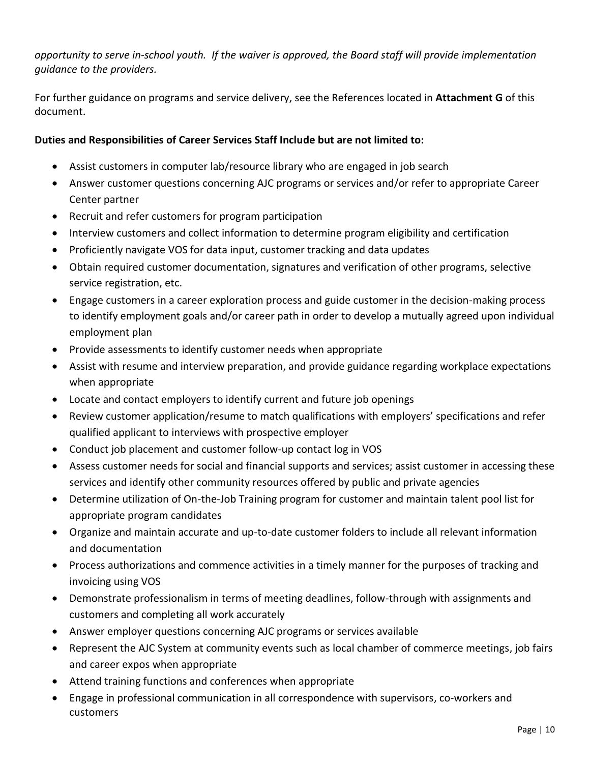*opportunity to serve in-school youth. If the waiver is approved, the Board staff will provide implementation guidance to the providers.*

For further guidance on programs and service delivery, see the References located in **Attachment G** of this document.

**Duties and Responsibilities of Career Services Staff Include but are not limited to:**

- Assist customers in computer lab/resource library who are engaged in job search
- Answer customer questions concerning AJC programs or services and/or refer to appropriate Career Center partner
- Recruit and refer customers for program participation
- Interview customers and collect information to determine program eligibility and certification
- Proficiently navigate VOS for data input, customer tracking and data updates
- Obtain required customer documentation, signatures and verification of other programs, selective service registration, etc.
- Engage customers in a career exploration process and guide customer in the decision-making process to identify employment goals and/or career path in order to develop a mutually agreed upon individual employment plan
- Provide assessments to identify customer needs when appropriate
- Assist with resume and interview preparation, and provide guidance regarding workplace expectations when appropriate
- Locate and contact employers to identify current and future job openings
- Review customer application/resume to match qualifications with employers' specifications and refer qualified applicant to interviews with prospective employer
- Conduct job placement and customer follow-up contact log in VOS
- Assess customer needs for social and financial supports and services; assist customer in accessing these services and identify other community resources offered by public and private agencies
- Determine utilization of On-the-Job Training program for customer and maintain talent pool list for appropriate program candidates
- Organize and maintain accurate and up-to-date customer folders to include all relevant information and documentation
- Process authorizations and commence activities in a timely manner for the purposes of tracking and invoicing using VOS
- Demonstrate professionalism in terms of meeting deadlines, follow-through with assignments and customers and completing all work accurately
- Answer employer questions concerning AJC programs or services available
- Represent the AJC System at community events such as local chamber of commerce meetings, job fairs and career expos when appropriate
- Attend training functions and conferences when appropriate
- Engage in professional communication in all correspondence with supervisors, co-workers and customers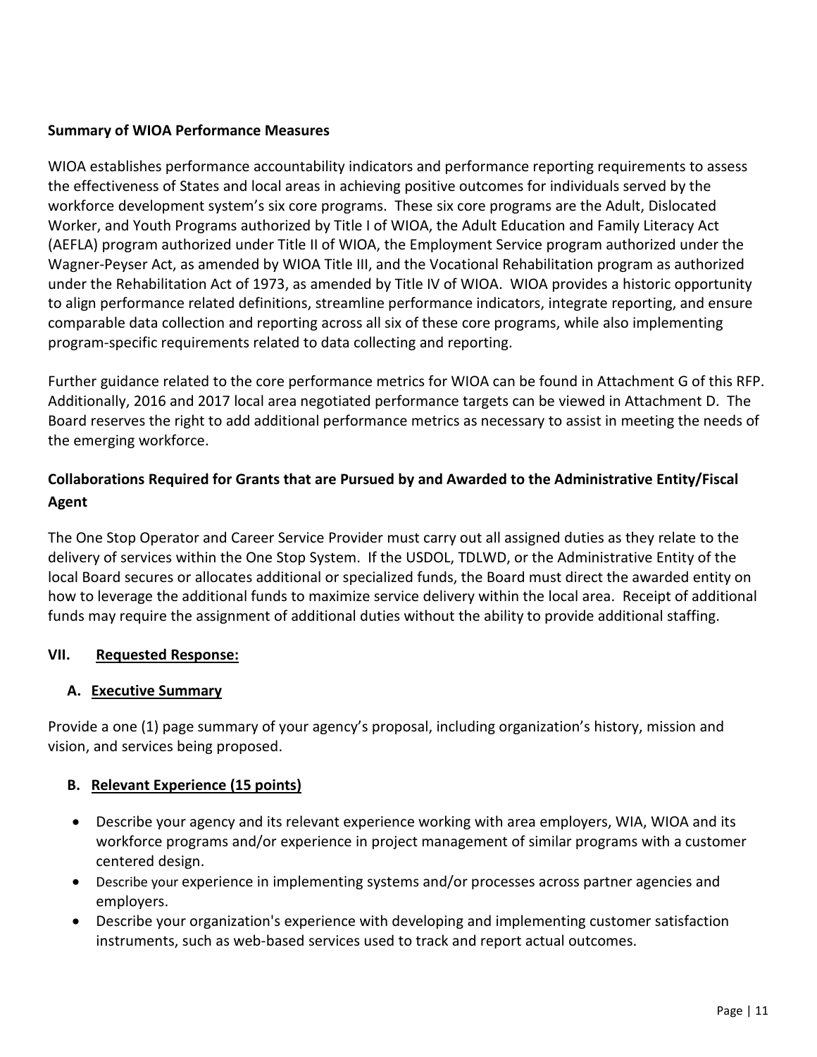**Summary of WIOA Performance Measures**

WIOA establishes performance accountability indicators and performance reporting requirements to assess the effectiveness of States and local areas in achieving positive outcomes for individuals served by the workforce development system's six core programs. These six core programs are the Adult, Dislocated Worker, and Youth Programs authorized by Title I of WIOA, the Adult Education and Family Literacy Act (AEFLA) program authorized under Title II of WIOA, the Employment Service program authorized under the Wagner-Peyser Act, as amended by WIOA Title III, and the Vocational Rehabilitation program as authorized under the Rehabilitation Act of 1973, as amended by Title IV of WIOA. WIOA provides a historic opportunity to align performance related definitions, streamline performance indicators, integrate reporting, and ensure comparable data collection and reporting across all six of these core programs, while also implementing program-specific requirements related to data collecting and reporting.

Further guidance related to the core performance metrics for WIOA can be found in Attachment G of this RFP. Additionally, 2016 and 2017 local area negotiated performance targets can be viewed in Attachment D. The Board reserves the right to add additional performance metrics as necessary to assist in meeting the needs of the emerging workforce.

**Collaborations Required for Grants that are Pursued by and Awarded to the Administrative Entity/Fiscal Agent**

The One Stop Operator and Career Service Provider must carry out all assigned duties as they relate to the delivery of services within the One Stop System. If the USDOL, TDLWD, or the Administrative Entity of the local Board secures or allocates additional or specialized funds, the Board must direct the awarded entity on how to leverage the additional funds to maximize service delivery within the local area. Receipt of additional funds may require the assignment of additional duties without the ability to provide additional staffing.

## VII. Requested Response:

### A. Executive Summary

Provide a one (1) page summary of your agency's proposal, including organization's history, mission and vision, and services being proposed.

### B. Relevant Experience (15 points)

- Describe your agency and its relevant experience working with area employers, WIA, WIOA and its workforce programs and/or experience in project management of similar programs with a customer centered design.
- Describe your experience in implementing systems and/or processes across partner agencies and employers.
- Describe your organization's experience with developing and implementing customer satisfaction instruments, such as web-based services used to track and report actual outcomes.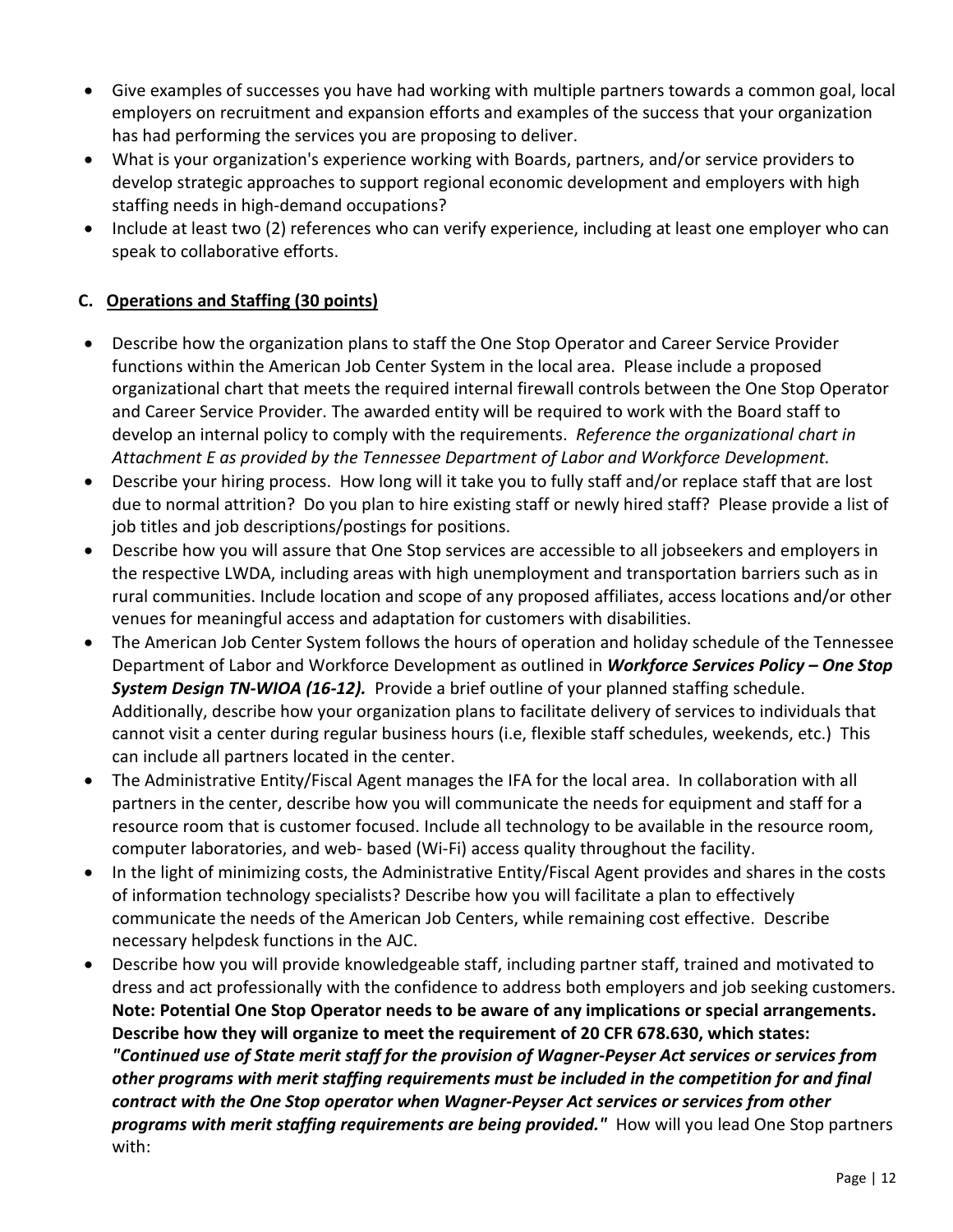- Give examples of successes you have had working with multiple partners towards a common goal, local employers on recruitment and expansion efforts and examples of the success that your organization has had performing the services you are proposing to deliver.
- What is your organization's experience working with Boards, partners, and/or service providers to develop strategic approaches to support regional economic development and employers with high staffing needs in high-demand occupations?
- Include at least two (2) references who can verify experience, including at least one employer who can speak to collaborative efforts.

### C. Operations and Staffing (30 points)

- Describe how the organization plans to staff the One Stop Operator and Career Service Provider functions within the American Job Center System in the local area. Please include a proposed organizational chart that meets the required internal firewall controls between the One Stop Operator and Career Service Provider. The awarded entity will be required to work with the Board staff to develop an internal policy to comply with the requirements. *Reference the organizational chart in Attachment E as provided by the Tennessee Department of Labor and Workforce Development.*
- Describe your hiring process. How long will it take you to fully staff and/or replace staff that are lost due to normal attrition? Do you plan to hire existing staff or newly hired staff? Please provide a list of job titles and job descriptions/postings for positions.
- Describe how you will assure that One Stop services are accessible to all jobseekers and employers in the respective LWDA, including areas with high unemployment and transportation barriers such as in rural communities. Include location and scope of any proposed affiliates, access locations and/or other venues for meaningful access and adaptation for customers with disabilities.
- The American Job Center System follows the hours of operation and holiday schedule of the Tennessee Department of Labor and Workforce Development as outlined in ***Workforce Services Policy – One Stop System Design TN-WIOA (16-12).*** Provide a brief outline of your planned staffing schedule. Additionally, describe how your organization plans to facilitate delivery of services to individuals that cannot visit a center during regular business hours (i.e, flexible staff schedules, weekends, etc.) This can include all partners located in the center.
- The Administrative Entity/Fiscal Agent manages the IFA for the local area. In collaboration with all partners in the center, describe how you will communicate the needs for equipment and staff for a resource room that is customer focused. Include all technology to be available in the resource room, computer laboratories, and web- based (Wi-Fi) access quality throughout the facility.
- In the light of minimizing costs, the Administrative Entity/Fiscal Agent provides and shares in the costs of information technology specialists? Describe how you will facilitate a plan to effectively communicate the needs of the American Job Centers, while remaining cost effective. Describe necessary helpdesk functions in the AJC.
- Describe how you will provide knowledgeable staff, including partner staff, trained and motivated to dress and act professionally with the confidence to address both employers and job seeking customers. **Note: Potential One Stop Operator needs to be aware of any implications or special arrangements. Describe how they will organize to meet the requirement of 20 CFR 678.630, which states:** ***"Continued use of State merit staff for the provision of Wagner-Peyser Act services or services from other programs with merit staffing requirements must be included in the competition for and final contract with the One Stop operator when Wagner-Peyser Act services or services from other programs with merit staffing requirements are being provided."*** How will you lead One Stop partners with: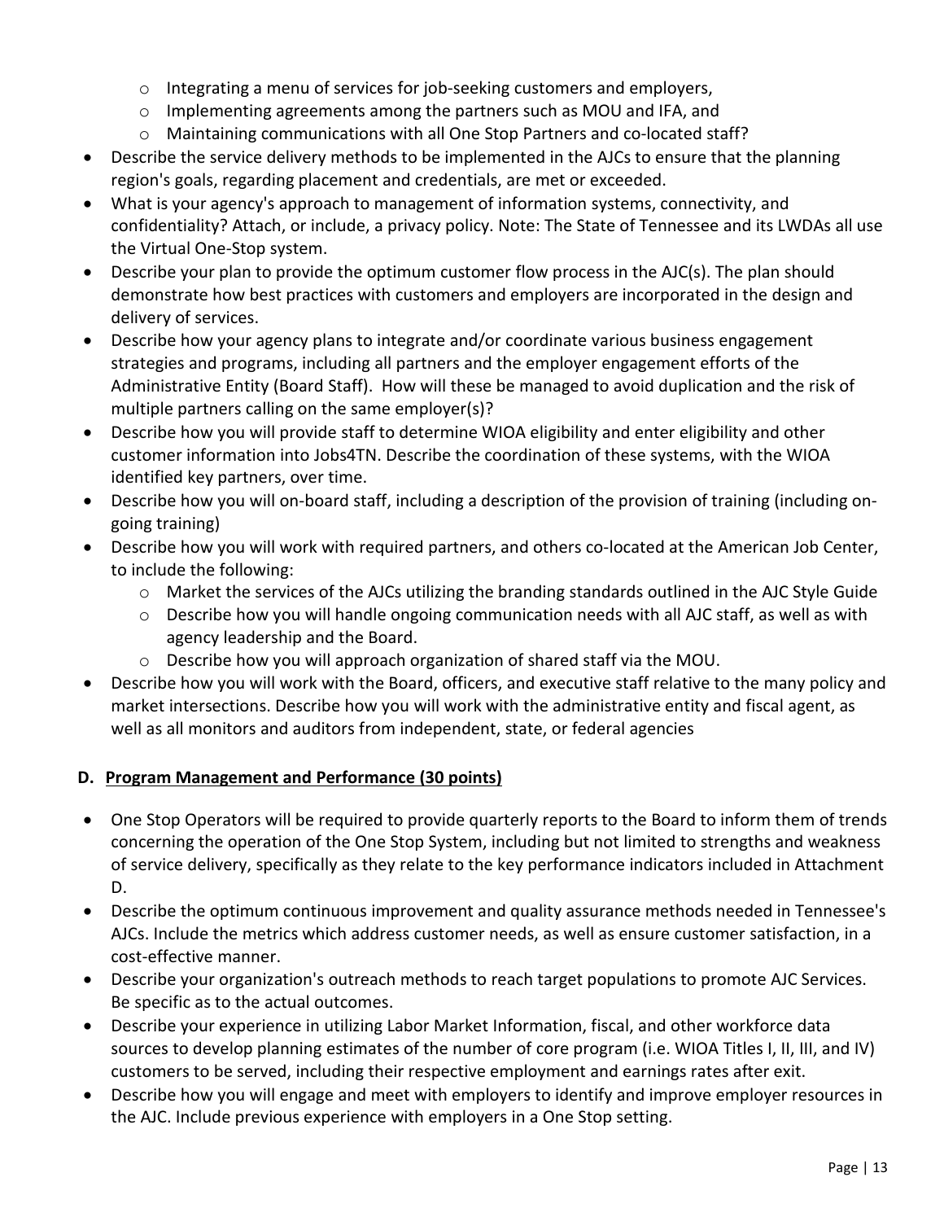- Integrating a menu of services for job-seeking customers and employers,
  - Implementing agreements among the partners such as MOU and IFA, and
  - Maintaining communications with all One Stop Partners and co-located staff?
- Describe the service delivery methods to be implemented in the AJCs to ensure that the planning region's goals, regarding placement and credentials, are met or exceeded.
- What is your agency's approach to management of information systems, connectivity, and confidentiality? Attach, or include, a privacy policy. Note: The State of Tennessee and its LWDAs all use the Virtual One-Stop system.
- Describe your plan to provide the optimum customer flow process in the AJC(s). The plan should demonstrate how best practices with customers and employers are incorporated in the design and delivery of services.
- Describe how your agency plans to integrate and/or coordinate various business engagement strategies and programs, including all partners and the employer engagement efforts of the Administrative Entity (Board Staff). How will these be managed to avoid duplication and the risk of multiple partners calling on the same employer(s)?
- Describe how you will provide staff to determine WIOA eligibility and enter eligibility and other customer information into Jobs4TN. Describe the coordination of these systems, with the WIOA identified key partners, over time.
- Describe how you will on-board staff, including a description of the provision of training (including on-going training)
- Describe how you will work with required partners, and others co-located at the American Job Center, to include the following:
  - Market the services of the AJCs utilizing the branding standards outlined in the AJC Style Guide
  - Describe how you will handle ongoing communication needs with all AJC staff, as well as with agency leadership and the Board.
  - Describe how you will approach organization of shared staff via the MOU.
- Describe how you will work with the Board, officers, and executive staff relative to the many policy and market intersections. Describe how you will work with the administrative entity and fiscal agent, as well as all monitors and auditors from independent, state, or federal agencies

### D. Program Management and Performance (30 points)

- One Stop Operators will be required to provide quarterly reports to the Board to inform them of trends concerning the operation of the One Stop System, including but not limited to strengths and weakness of service delivery, specifically as they relate to the key performance indicators included in Attachment D.
- Describe the optimum continuous improvement and quality assurance methods needed in Tennessee's AJCs. Include the metrics which address customer needs, as well as ensure customer satisfaction, in a cost-effective manner.
- Describe your organization's outreach methods to reach target populations to promote AJC Services. Be specific as to the actual outcomes.
- Describe your experience in utilizing Labor Market Information, fiscal, and other workforce data sources to develop planning estimates of the number of core program (i.e. WIOA Titles I, II, III, and IV) customers to be served, including their respective employment and earnings rates after exit.
- Describe how you will engage and meet with employers to identify and improve employer resources in the AJC. Include previous experience with employers in a One Stop setting.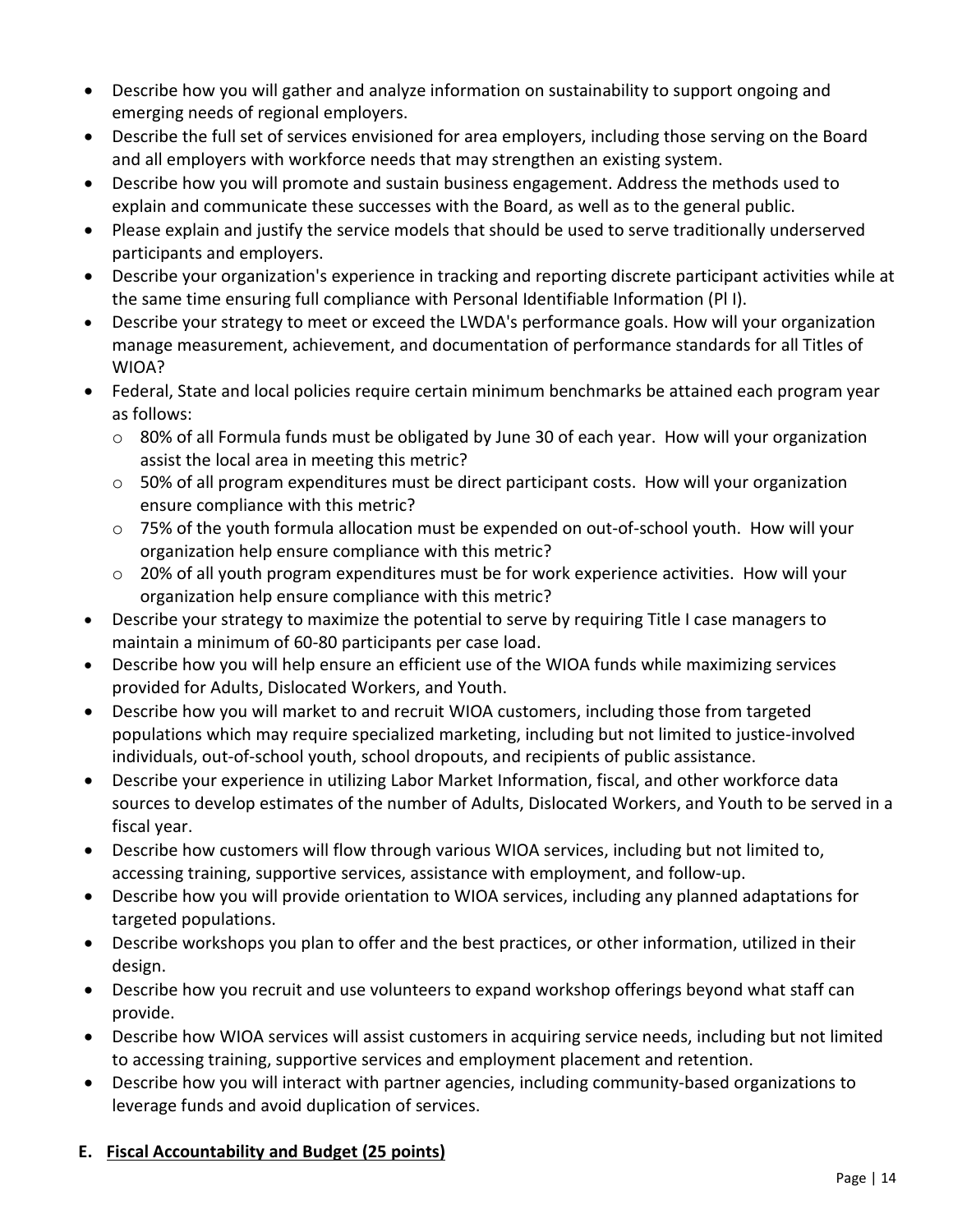- Describe how you will gather and analyze information on sustainability to support ongoing and emerging needs of regional employers.
- Describe the full set of services envisioned for area employers, including those serving on the Board and all employers with workforce needs that may strengthen an existing system.
- Describe how you will promote and sustain business engagement. Address the methods used to explain and communicate these successes with the Board, as well as to the general public.
- Please explain and justify the service models that should be used to serve traditionally underserved participants and employers.
- Describe your organization's experience in tracking and reporting discrete participant activities while at the same time ensuring full compliance with Personal Identifiable Information (Pl I).
- Describe your strategy to meet or exceed the LWDA's performance goals. How will your organization manage measurement, achievement, and documentation of performance standards for all Titles of WIOA?
- Federal, State and local policies require certain minimum benchmarks be attained each program year as follows:
  - 80% of all Formula funds must be obligated by June 30 of each year. How will your organization assist the local area in meeting this metric?
  - 50% of all program expenditures must be direct participant costs. How will your organization ensure compliance with this metric?
  - 75% of the youth formula allocation must be expended on out-of-school youth. How will your organization help ensure compliance with this metric?
  - 20% of all youth program expenditures must be for work experience activities. How will your organization help ensure compliance with this metric?
- Describe your strategy to maximize the potential to serve by requiring Title I case managers to maintain a minimum of 60-80 participants per case load.
- Describe how you will help ensure an efficient use of the WIOA funds while maximizing services provided for Adults, Dislocated Workers, and Youth.
- Describe how you will market to and recruit WIOA customers, including those from targeted populations which may require specialized marketing, including but not limited to justice-involved individuals, out-of-school youth, school dropouts, and recipients of public assistance.
- Describe your experience in utilizing Labor Market Information, fiscal, and other workforce data sources to develop estimates of the number of Adults, Dislocated Workers, and Youth to be served in a fiscal year.
- Describe how customers will flow through various WIOA services, including but not limited to, accessing training, supportive services, assistance with employment, and follow-up.
- Describe how you will provide orientation to WIOA services, including any planned adaptations for targeted populations.
- Describe workshops you plan to offer and the best practices, or other information, utilized in their design.
- Describe how you recruit and use volunteers to expand workshop offerings beyond what staff can provide.
- Describe how WIOA services will assist customers in acquiring service needs, including but not limited to accessing training, supportive services and employment placement and retention.
- Describe how you will interact with partner agencies, including community-based organizations to leverage funds and avoid duplication of services.

## E. <u>Fiscal Accountability and Budget (25 points)</u>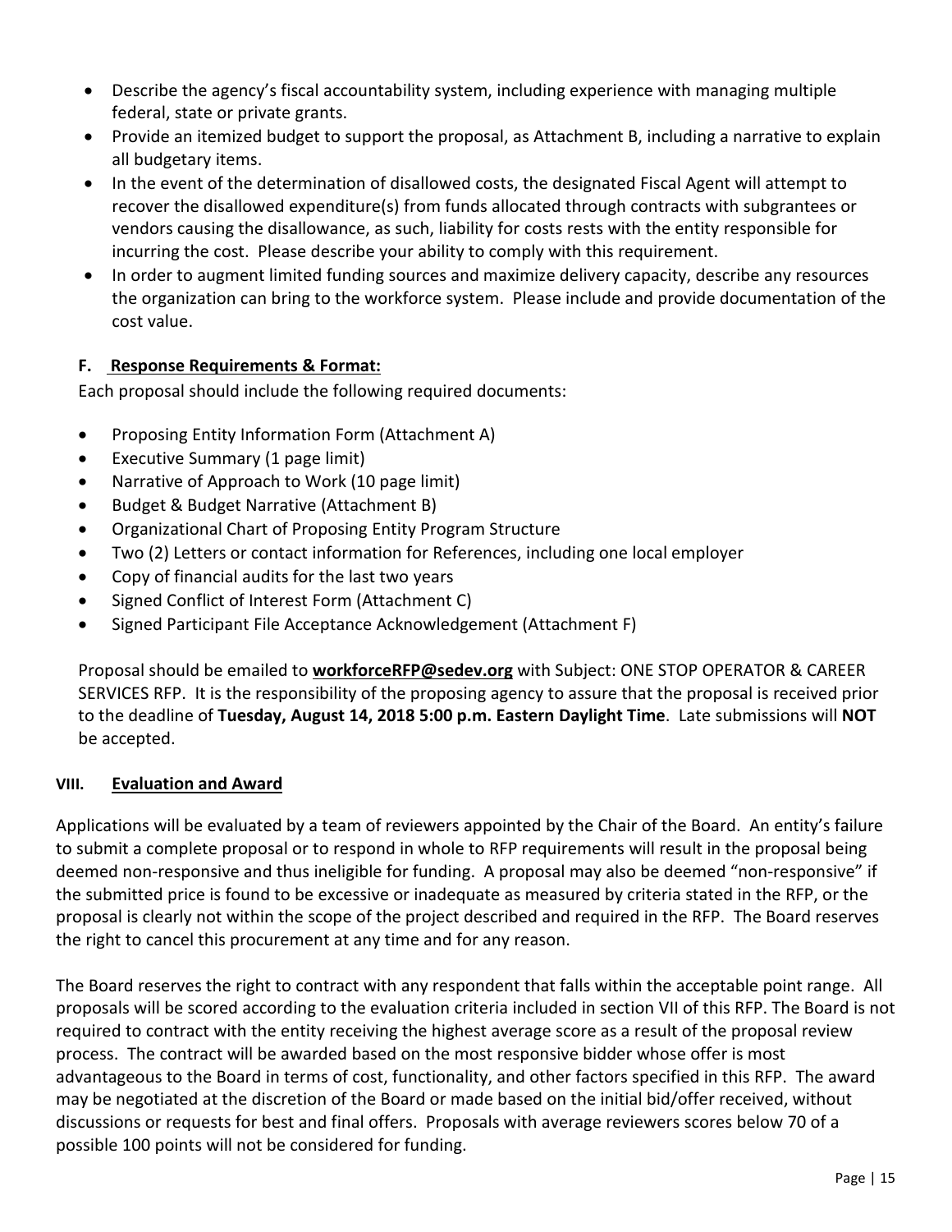- Describe the agency's fiscal accountability system, including experience with managing multiple federal, state or private grants.
- Provide an itemized budget to support the proposal, as Attachment B, including a narrative to explain all budgetary items.
- In the event of the determination of disallowed costs, the designated Fiscal Agent will attempt to recover the disallowed expenditure(s) from funds allocated through contracts with subgrantees or vendors causing the disallowance, as such, liability for costs rests with the entity responsible for incurring the cost. Please describe your ability to comply with this requirement.
- In order to augment limited funding sources and maximize delivery capacity, describe any resources the organization can bring to the workforce system. Please include and provide documentation of the cost value.

### F. Response Requirements & Format:

Each proposal should include the following required documents:

- Proposing Entity Information Form (Attachment A)
- Executive Summary (1 page limit)
- Narrative of Approach to Work (10 page limit)
- Budget & Budget Narrative (Attachment B)
- Organizational Chart of Proposing Entity Program Structure
- Two (2) Letters or contact information for References, including one local employer
- Copy of financial audits for the last two years
- Signed Conflict of Interest Form (Attachment C)
- Signed Participant File Acceptance Acknowledgement (Attachment F)

Proposal should be emailed to **workforceRFP@sedev.org** with Subject: ONE STOP OPERATOR & CAREER SERVICES RFP. It is the responsibility of the proposing agency to assure that the proposal is received prior to the deadline of **Tuesday, August 14, 2018 5:00 p.m. Eastern Daylight Time**. Late submissions will **NOT** be accepted.

## VIII. Evaluation and Award

Applications will be evaluated by a team of reviewers appointed by the Chair of the Board. An entity's failure to submit a complete proposal or to respond in whole to RFP requirements will result in the proposal being deemed non-responsive and thus ineligible for funding. A proposal may also be deemed "non-responsive" if the submitted price is found to be excessive or inadequate as measured by criteria stated in the RFP, or the proposal is clearly not within the scope of the project described and required in the RFP. The Board reserves the right to cancel this procurement at any time and for any reason.

The Board reserves the right to contract with any respondent that falls within the acceptable point range. All proposals will be scored according to the evaluation criteria included in section VII of this RFP. The Board is not required to contract with the entity receiving the highest average score as a result of the proposal review process. The contract will be awarded based on the most responsive bidder whose offer is most advantageous to the Board in terms of cost, functionality, and other factors specified in this RFP. The award may be negotiated at the discretion of the Board or made based on the initial bid/offer received, without discussions or requests for best and final offers. Proposals with average reviewers scores below 70 of a possible 100 points will not be considered for funding.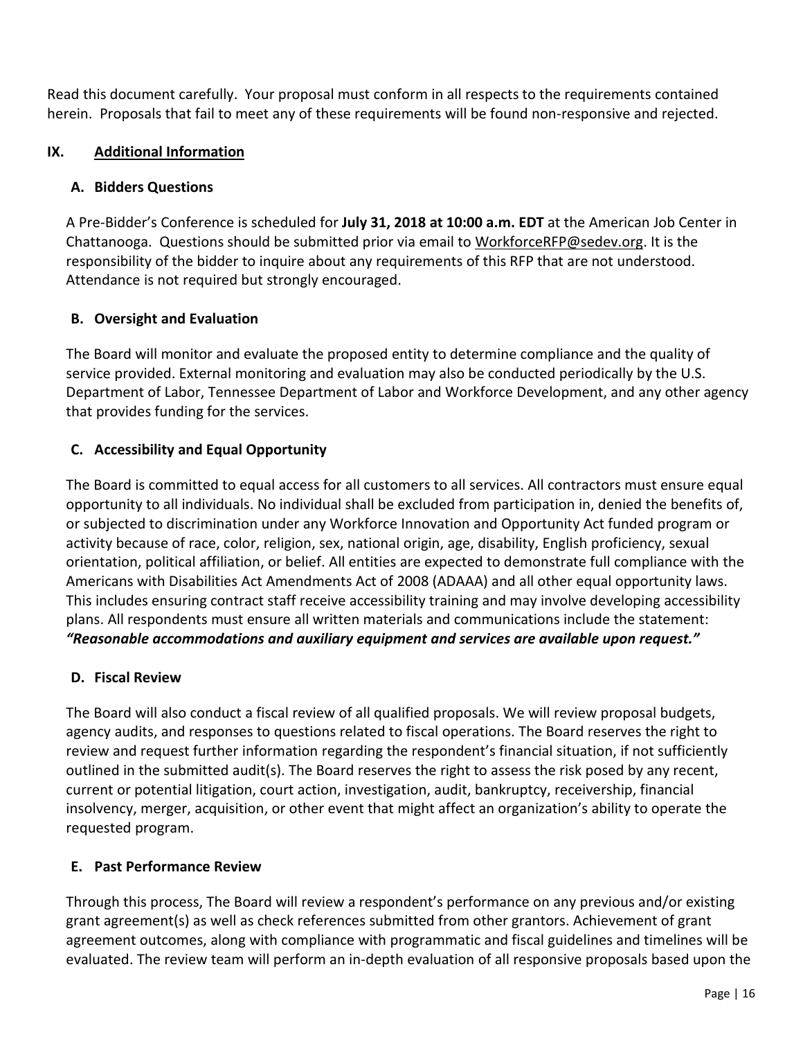Read this document carefully. Your proposal must conform in all respects to the requirements contained herein. Proposals that fail to meet any of these requirements will be found non-responsive and rejected.

## IX. Additional Information

### A. Bidders Questions

A Pre-Bidder's Conference is scheduled for **July 31, 2018 at 10:00 a.m. EDT** at the American Job Center in Chattanooga. Questions should be submitted prior via email to WorkforceRFP@sedev.org. It is the responsibility of the bidder to inquire about any requirements of this RFP that are not understood. Attendance is not required but strongly encouraged.

### B. Oversight and Evaluation

The Board will monitor and evaluate the proposed entity to determine compliance and the quality of service provided. External monitoring and evaluation may also be conducted periodically by the U.S. Department of Labor, Tennessee Department of Labor and Workforce Development, and any other agency that provides funding for the services.

### C. Accessibility and Equal Opportunity

The Board is committed to equal access for all customers to all services. All contractors must ensure equal opportunity to all individuals. No individual shall be excluded from participation in, denied the benefits of, or subjected to discrimination under any Workforce Innovation and Opportunity Act funded program or activity because of race, color, religion, sex, national origin, age, disability, English proficiency, sexual orientation, political affiliation, or belief. All entities are expected to demonstrate full compliance with the Americans with Disabilities Act Amendments Act of 2008 (ADAAA) and all other equal opportunity laws. This includes ensuring contract staff receive accessibility training and may involve developing accessibility plans. All respondents must ensure all written materials and communications include the statement: ***"Reasonable accommodations and auxiliary equipment and services are available upon request."***

### D. Fiscal Review

The Board will also conduct a fiscal review of all qualified proposals. We will review proposal budgets, agency audits, and responses to questions related to fiscal operations. The Board reserves the right to review and request further information regarding the respondent's financial situation, if not sufficiently outlined in the submitted audit(s). The Board reserves the right to assess the risk posed by any recent, current or potential litigation, court action, investigation, audit, bankruptcy, receivership, financial insolvency, merger, acquisition, or other event that might affect an organization's ability to operate the requested program.

### E. Past Performance Review

Through this process, The Board will review a respondent's performance on any previous and/or existing grant agreement(s) as well as check references submitted from other grantors. Achievement of grant agreement outcomes, along with compliance with programmatic and fiscal guidelines and timelines will be evaluated. The review team will perform an in-depth evaluation of all responsive proposals based upon the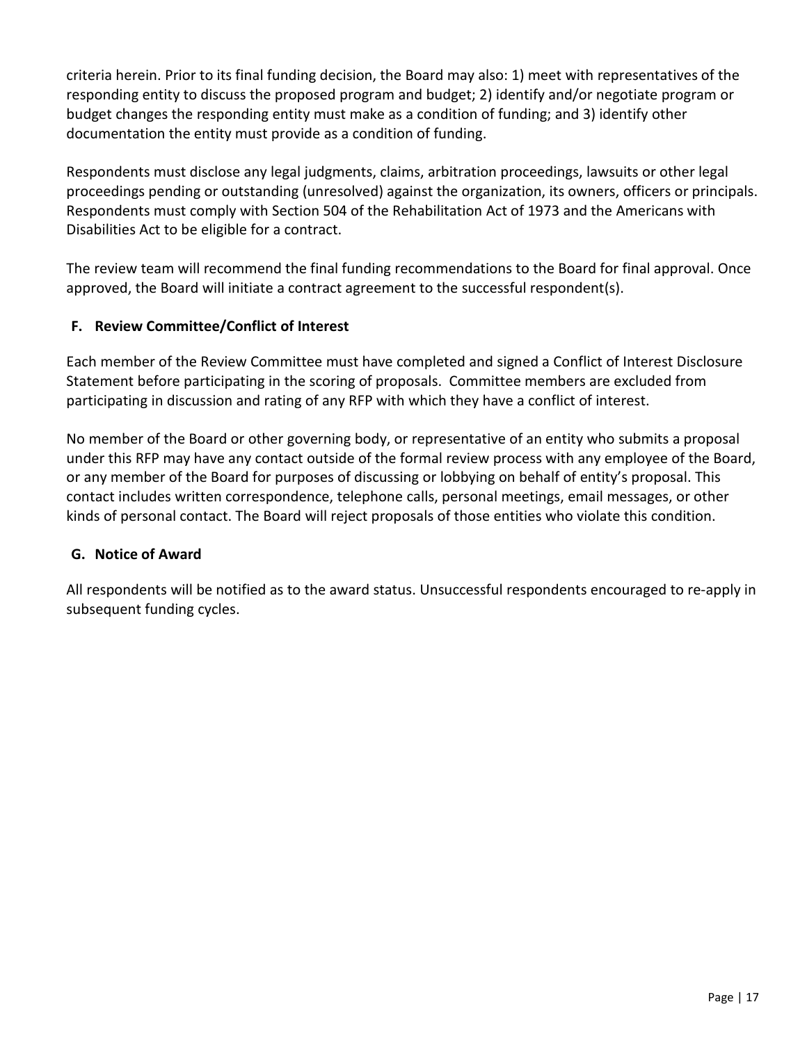criteria herein. Prior to its final funding decision, the Board may also: 1) meet with representatives of the responding entity to discuss the proposed program and budget; 2) identify and/or negotiate program or budget changes the responding entity must make as a condition of funding; and 3) identify other documentation the entity must provide as a condition of funding.

Respondents must disclose any legal judgments, claims, arbitration proceedings, lawsuits or other legal proceedings pending or outstanding (unresolved) against the organization, its owners, officers or principals. Respondents must comply with Section 504 of the Rehabilitation Act of 1973 and the Americans with Disabilities Act to be eligible for a contract.

The review team will recommend the final funding recommendations to the Board for final approval. Once approved, the Board will initiate a contract agreement to the successful respondent(s).

### F. Review Committee/Conflict of Interest

Each member of the Review Committee must have completed and signed a Conflict of Interest Disclosure Statement before participating in the scoring of proposals. Committee members are excluded from participating in discussion and rating of any RFP with which they have a conflict of interest.

No member of the Board or other governing body, or representative of an entity who submits a proposal under this RFP may have any contact outside of the formal review process with any employee of the Board, or any member of the Board for purposes of discussing or lobbying on behalf of entity's proposal. This contact includes written correspondence, telephone calls, personal meetings, email messages, or other kinds of personal contact. The Board will reject proposals of those entities who violate this condition.

### G. Notice of Award

All respondents will be notified as to the award status. Unsuccessful respondents encouraged to re-apply in subsequent funding cycles.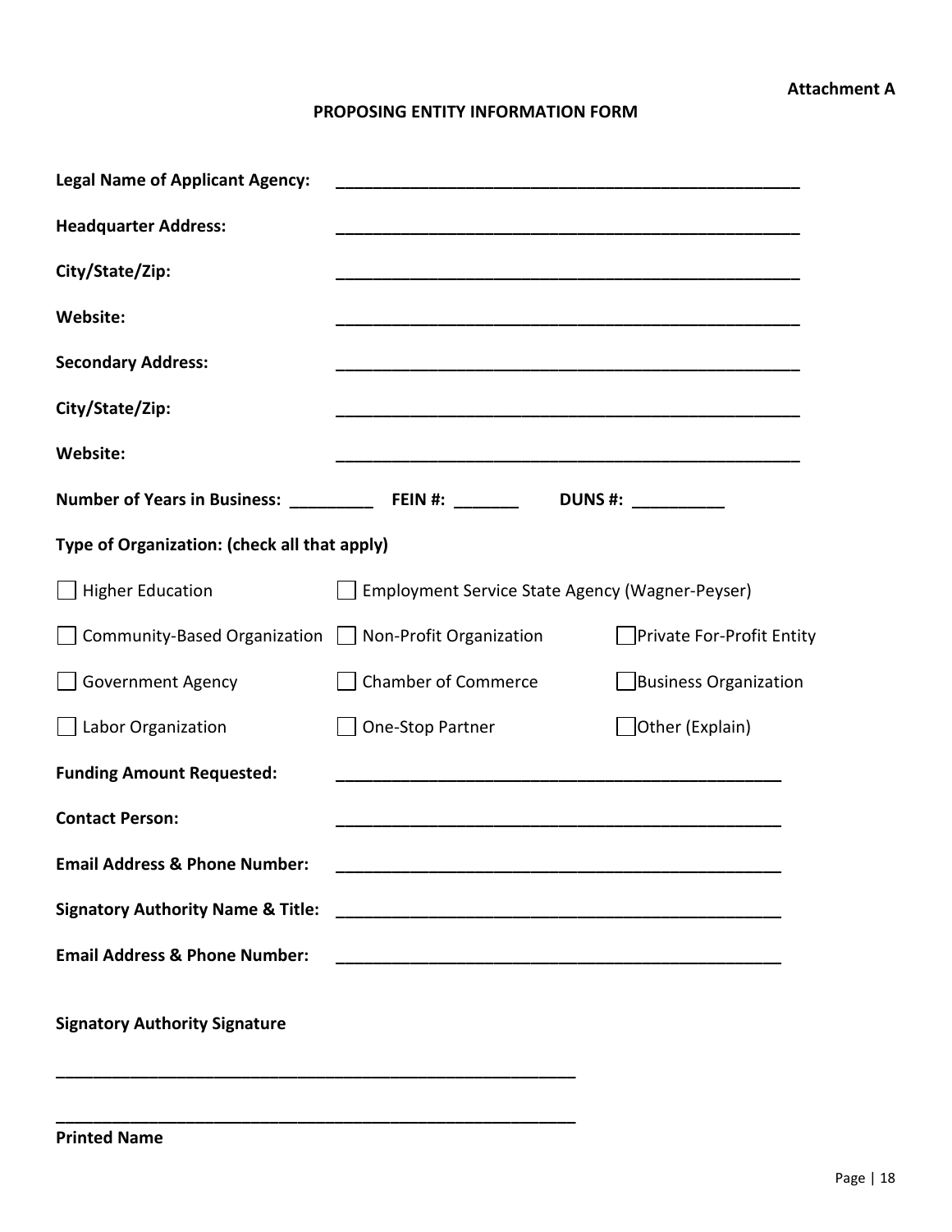**Attachment A**

## PROPOSING ENTITY INFORMATION FORM

**Legal Name of Applicant Agency:** ____________________________________________________

**Headquarter Address:** ____________________________________________________

**City/State/Zip:** ____________________________________________________

**Website:** ____________________________________________________

**Secondary Address:** ____________________________________________________

**City/State/Zip:** ____________________________________________________

**Website:** ____________________________________________________

**Number of Years in Business:** _________ **FEIN #:** _______ **DUNS #:** __________

**Type of Organization: (check all that apply)**

- ☐ Higher Education
- ☐ Employment Service State Agency (Wagner-Peyser)
- ☐ Community-Based Organization
- ☐ Non-Profit Organization
- ☐ Private For-Profit Entity
- ☐ Government Agency
- ☐ Chamber of Commerce
- ☐ Business Organization
- ☐ Labor Organization
- ☐ One-Stop Partner
- ☐ Other (Explain)

**Funding Amount Requested:** ____________________________________________________

**Contact Person:** ____________________________________________________

**Email Address & Phone Number:** ____________________________________________________

**Signatory Authority Name & Title:** ____________________________________________________

**Email Address & Phone Number:** ____________________________________________________

**Signatory Authority Signature**

____________________________________________________________

____________________________________________________________

**Printed Name**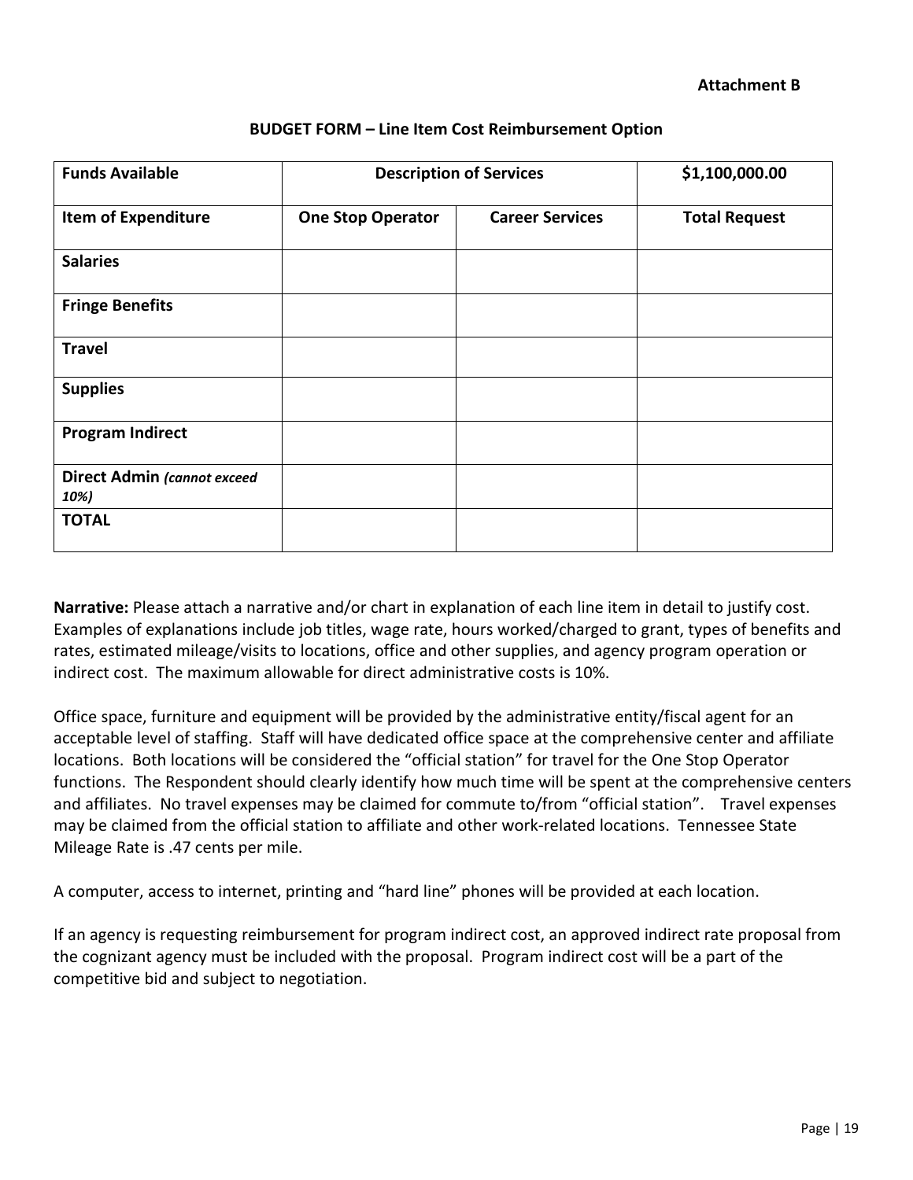**Attachment B**

## BUDGET FORM – Line Item Cost Reimbursement Option

| Funds Available | Description of Services | | $1,100,000.00 |
|---|---|---|---|
| **Item of Expenditure** | **One Stop Operator** | **Career Services** | **Total Request** |
| **Salaries** | | | |
| **Fringe Benefits** | | | |
| **Travel** | | | |
| **Supplies** | | | |
| **Program Indirect** | | | |
| **Direct Admin** *(cannot exceed 10%)* | | | |
| **TOTAL** | | | |

**Narrative:** Please attach a narrative and/or chart in explanation of each line item in detail to justify cost. Examples of explanations include job titles, wage rate, hours worked/charged to grant, types of benefits and rates, estimated mileage/visits to locations, office and other supplies, and agency program operation or indirect cost. The maximum allowable for direct administrative costs is 10%.

Office space, furniture and equipment will be provided by the administrative entity/fiscal agent for an acceptable level of staffing. Staff will have dedicated office space at the comprehensive center and affiliate locations. Both locations will be considered the "official station" for travel for the One Stop Operator functions. The Respondent should clearly identify how much time will be spent at the comprehensive centers and affiliates. No travel expenses may be claimed for commute to/from "official station". Travel expenses may be claimed from the official station to affiliate and other work-related locations. Tennessee State Mileage Rate is .47 cents per mile.

A computer, access to internet, printing and "hard line" phones will be provided at each location.

If an agency is requesting reimbursement for program indirect cost, an approved indirect rate proposal from the cognizant agency must be included with the proposal. Program indirect cost will be a part of the competitive bid and subject to negotiation.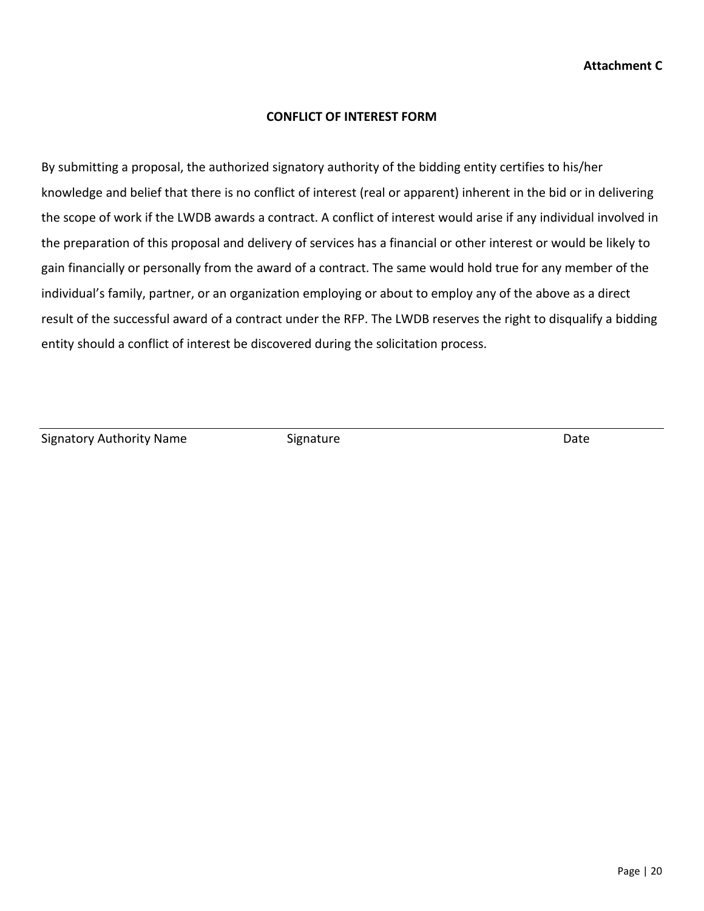**Attachment C**

## CONFLICT OF INTEREST FORM

By submitting a proposal, the authorized signatory authority of the bidding entity certifies to his/her knowledge and belief that there is no conflict of interest (real or apparent) inherent in the bid or in delivering the scope of work if the LWDB awards a contract. A conflict of interest would arise if any individual involved in the preparation of this proposal and delivery of services has a financial or other interest or would be likely to gain financially or personally from the award of a contract. The same would hold true for any member of the individual's family, partner, or an organization employing or about to employ any of the above as a direct result of the successful award of a contract under the RFP. The LWDB reserves the right to disqualify a bidding entity should a conflict of interest be discovered during the solicitation process.

\_\_\_\_\_\_\_\_\_\_\_\_\_\_\_\_\_\_\_\_\_\_\_\_\_\_\_\_\_\_\_\_\_\_\_\_\_\_\_\_\_\_\_\_\_\_\_\_\_\_\_\_\_\_\_\_\_\_\_\_\_\_\_\_\_\_\_\_\_\_\_\_

Signatory Authority Name                    Signature                                        Date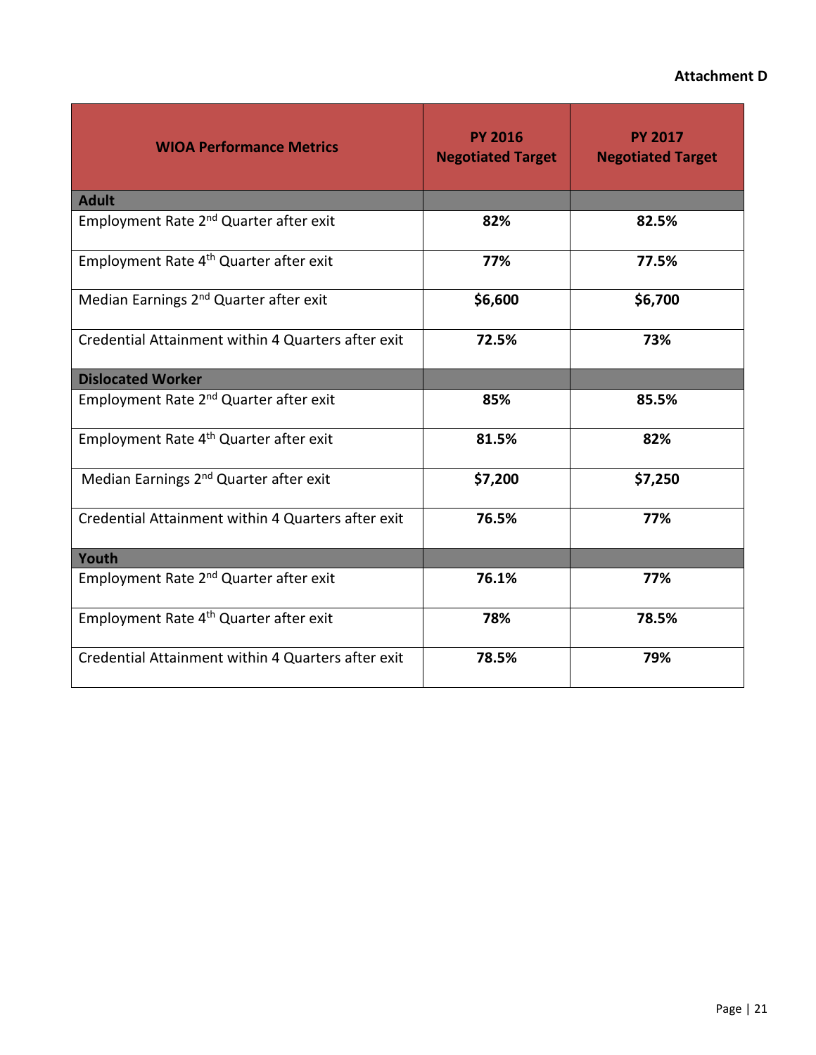**Attachment D**

| WIOA Performance Metrics | PY 2016 Negotiated Target | PY 2017 Negotiated Target |
| --- | --- | --- |
| **Adult** | | |
| Employment Rate 2nd Quarter after exit | **82%** | **82.5%** |
| Employment Rate 4th Quarter after exit | **77%** | **77.5%** |
| Median Earnings 2nd Quarter after exit | **$6,600** | **$6,700** |
| Credential Attainment within 4 Quarters after exit | **72.5%** | **73%** |
| **Dislocated Worker** | | |
| Employment Rate 2nd Quarter after exit | **85%** | **85.5%** |
| Employment Rate 4th Quarter after exit | **81.5%** | **82%** |
| Median Earnings 2nd Quarter after exit | **$7,200** | **$7,250** |
| Credential Attainment within 4 Quarters after exit | **76.5%** | **77%** |
| **Youth** | | |
| Employment Rate 2nd Quarter after exit | **76.1%** | **77%** |
| Employment Rate 4th Quarter after exit | **78%** | **78.5%** |
| Credential Attainment within 4 Quarters after exit | **78.5%** | **79%** |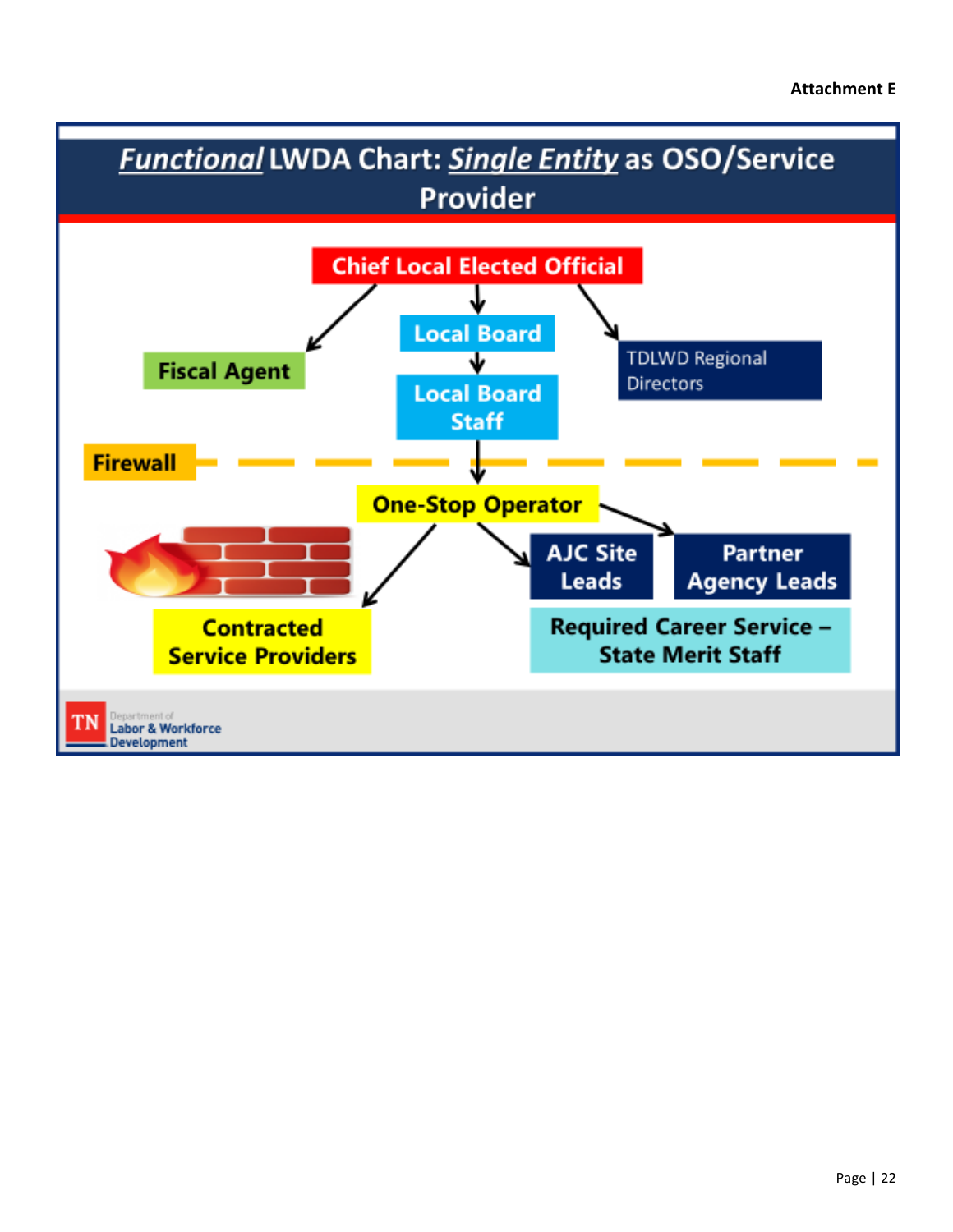**Attachment E**

## *Functional* LWDA Chart: *Single Entity* as OSO/Service Provider

- **Chief Local Elected Official**
  - **Fiscal Agent**
  - **Local Board**
    - **Local Board Staff**
  - TDLWD Regional Directors

**Firewall**

- **One-Stop Operator**
  - **Contracted Service Providers**
  - **AJC Site Leads**
  - **Partner Agency Leads**

**Required Career Service – State Merit Staff**

TN Department of Labor & Workforce Development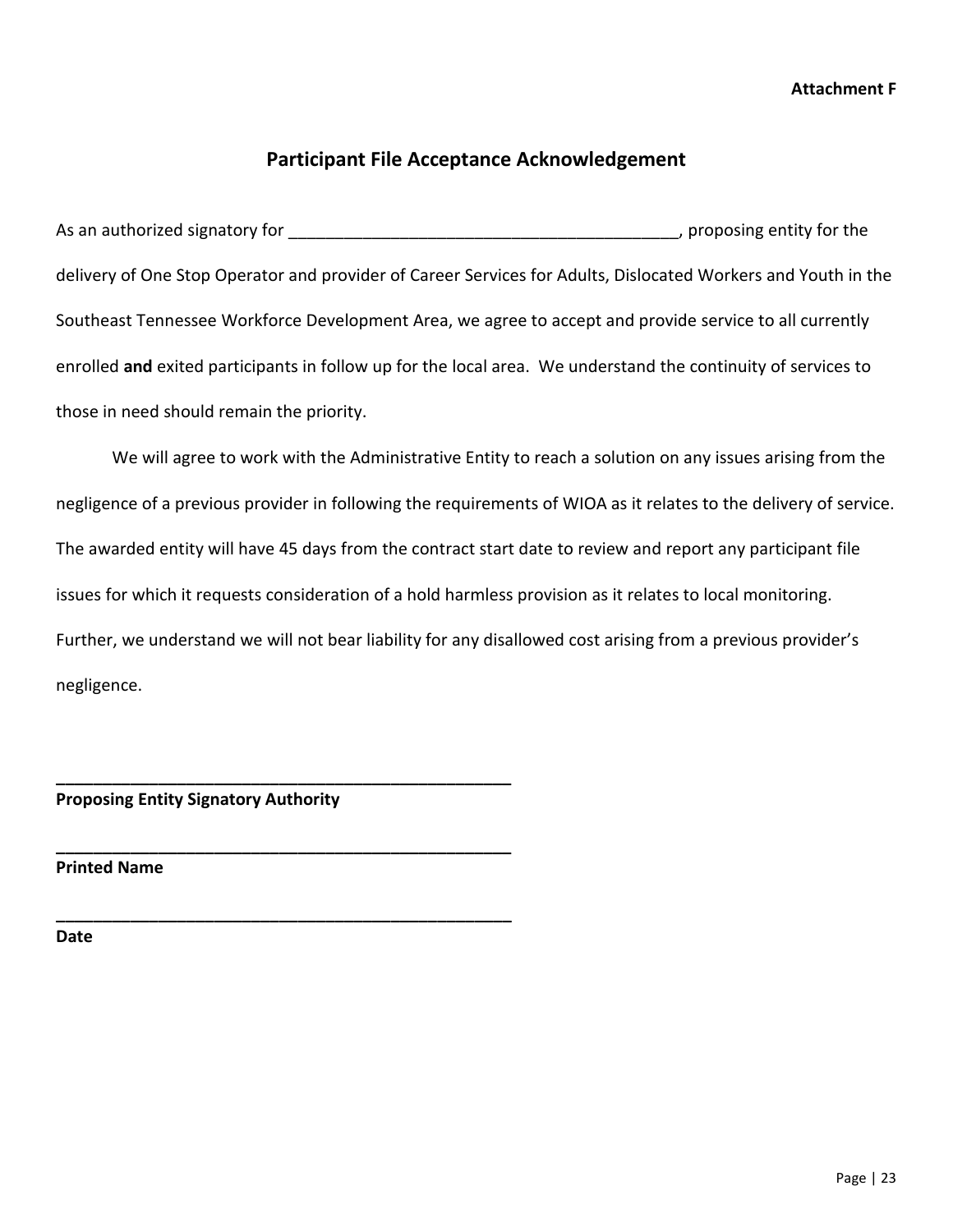**Attachment F**

## Participant File Acceptance Acknowledgement

As an authorized signatory for ___________________________________________, proposing entity for the delivery of One Stop Operator and provider of Career Services for Adults, Dislocated Workers and Youth in the Southeast Tennessee Workforce Development Area, we agree to accept and provide service to all currently enrolled **and** exited participants in follow up for the local area. We understand the continuity of services to those in need should remain the priority.

We will agree to work with the Administrative Entity to reach a solution on any issues arising from the negligence of a previous provider in following the requirements of WIOA as it relates to the delivery of service. The awarded entity will have 45 days from the contract start date to review and report any participant file issues for which it requests consideration of a hold harmless provision as it relates to local monitoring. Further, we understand we will not bear liability for any disallowed cost arising from a previous provider's negligence.

**___________________________________________________**
**Proposing Entity Signatory Authority**

**___________________________________________________**
**Printed Name**

**___________________________________________________**
**Date**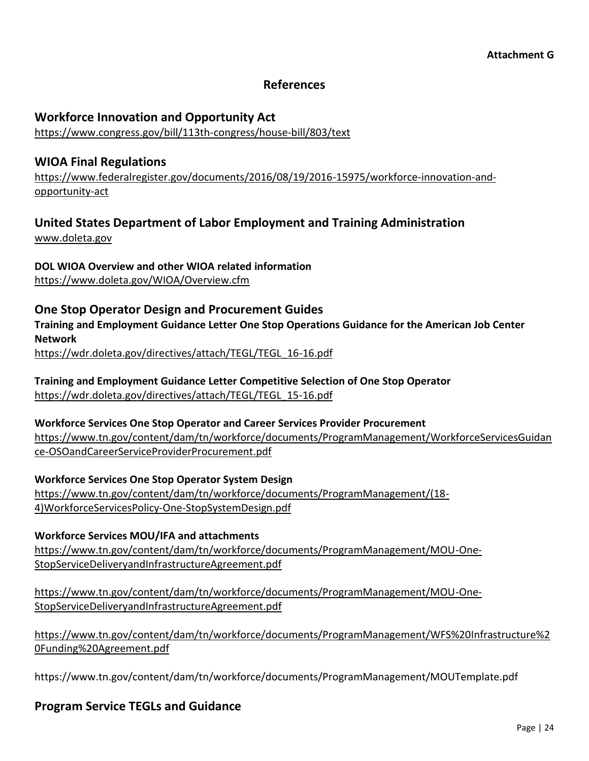**Attachment G**

# References

## Workforce Innovation and Opportunity Act

https://www.congress.gov/bill/113th-congress/house-bill/803/text

## WIOA Final Regulations

https://www.federalregister.gov/documents/2016/08/19/2016-15975/workforce-innovation-and-opportunity-act

## United States Department of Labor Employment and Training Administration

www.doleta.gov

**DOL WIOA Overview and other WIOA related information**

https://www.doleta.gov/WIOA/Overview.cfm

## One Stop Operator Design and Procurement Guides

**Training and Employment Guidance Letter One Stop Operations Guidance for the American Job Center Network**

https://wdr.doleta.gov/directives/attach/TEGL/TEGL_16-16.pdf

**Training and Employment Guidance Letter Competitive Selection of One Stop Operator**

https://wdr.doleta.gov/directives/attach/TEGL/TEGL_15-16.pdf

**Workforce Services One Stop Operator and Career Services Provider Procurement**

https://www.tn.gov/content/dam/tn/workforce/documents/ProgramManagement/WorkforceServicesGuidance-OSOandCareerServiceProviderProcurement.pdf

**Workforce Services One Stop Operator System Design**

https://www.tn.gov/content/dam/tn/workforce/documents/ProgramManagement/(18-4)WorkforceServicesPolicy-One-StopSystemDesign.pdf

**Workforce Services MOU/IFA and attachments**

https://www.tn.gov/content/dam/tn/workforce/documents/ProgramManagement/MOU-One-StopServiceDeliveryandInfrastructureAgreement.pdf

https://www.tn.gov/content/dam/tn/workforce/documents/ProgramManagement/MOU-One-StopServiceDeliveryandInfrastructureAgreement.pdf

https://www.tn.gov/content/dam/tn/workforce/documents/ProgramManagement/WFS%20Infrastructure%20Funding%20Agreement.pdf

https://www.tn.gov/content/dam/tn/workforce/documents/ProgramManagement/MOUTemplate.pdf

## Program Service TEGLs and Guidance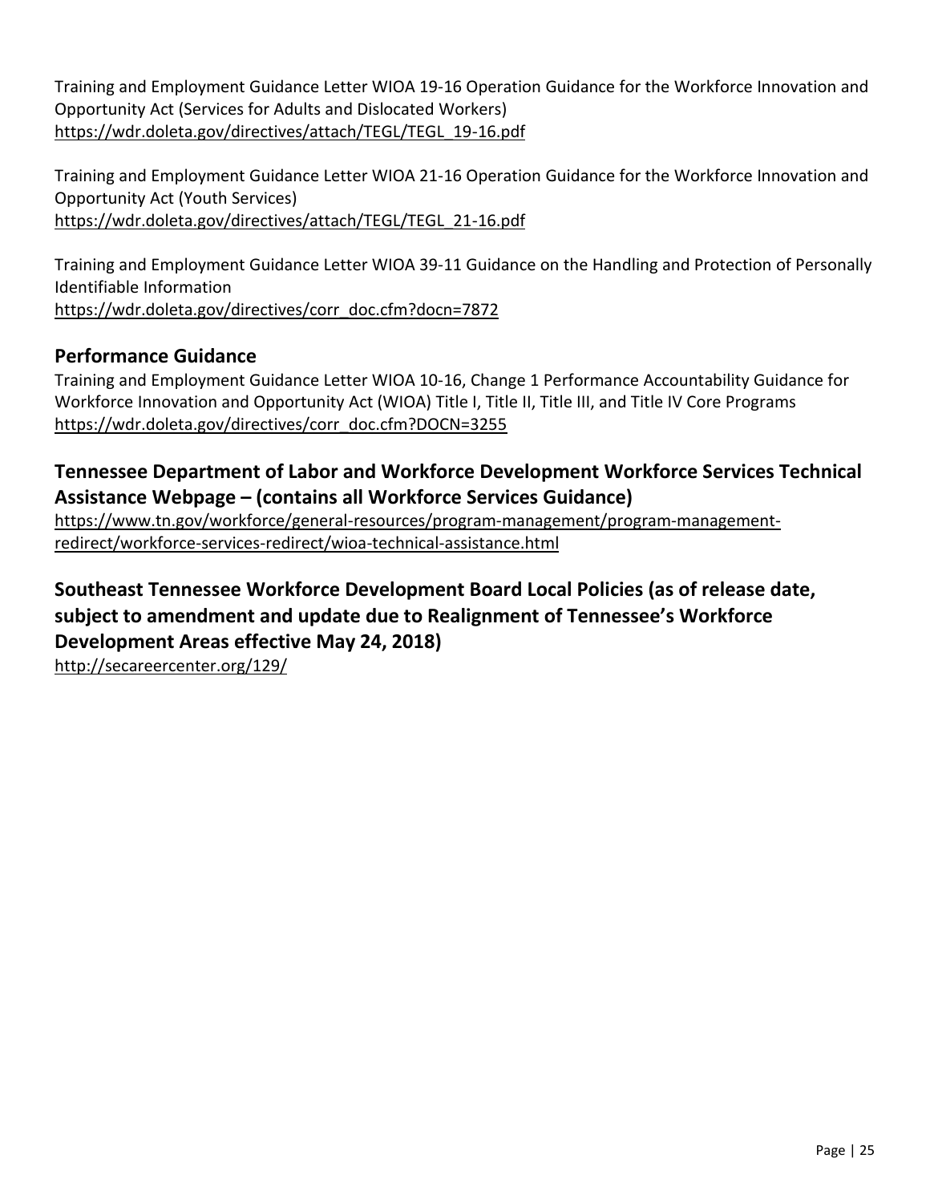Training and Employment Guidance Letter WIOA 19-16 Operation Guidance for the Workforce Innovation and Opportunity Act (Services for Adults and Dislocated Workers)
https://wdr.doleta.gov/directives/attach/TEGL/TEGL_19-16.pdf

Training and Employment Guidance Letter WIOA 21-16 Operation Guidance for the Workforce Innovation and Opportunity Act (Youth Services)
https://wdr.doleta.gov/directives/attach/TEGL/TEGL_21-16.pdf

Training and Employment Guidance Letter WIOA 39-11 Guidance on the Handling and Protection of Personally Identifiable Information
https://wdr.doleta.gov/directives/corr_doc.cfm?docn=7872

### Performance Guidance

Training and Employment Guidance Letter WIOA 10-16, Change 1 Performance Accountability Guidance for Workforce Innovation and Opportunity Act (WIOA) Title I, Title II, Title III, and Title IV Core Programs
https://wdr.doleta.gov/directives/corr_doc.cfm?DOCN=3255

## Tennessee Department of Labor and Workforce Development Workforce Services Technical Assistance Webpage – (contains all Workforce Services Guidance)

https://www.tn.gov/workforce/general-resources/program-management/program-management-redirect/workforce-services-redirect/wioa-technical-assistance.html

## Southeast Tennessee Workforce Development Board Local Policies (as of release date, subject to amendment and update due to Realignment of Tennessee's Workforce Development Areas effective May 24, 2018)

http://secareercenter.org/129/